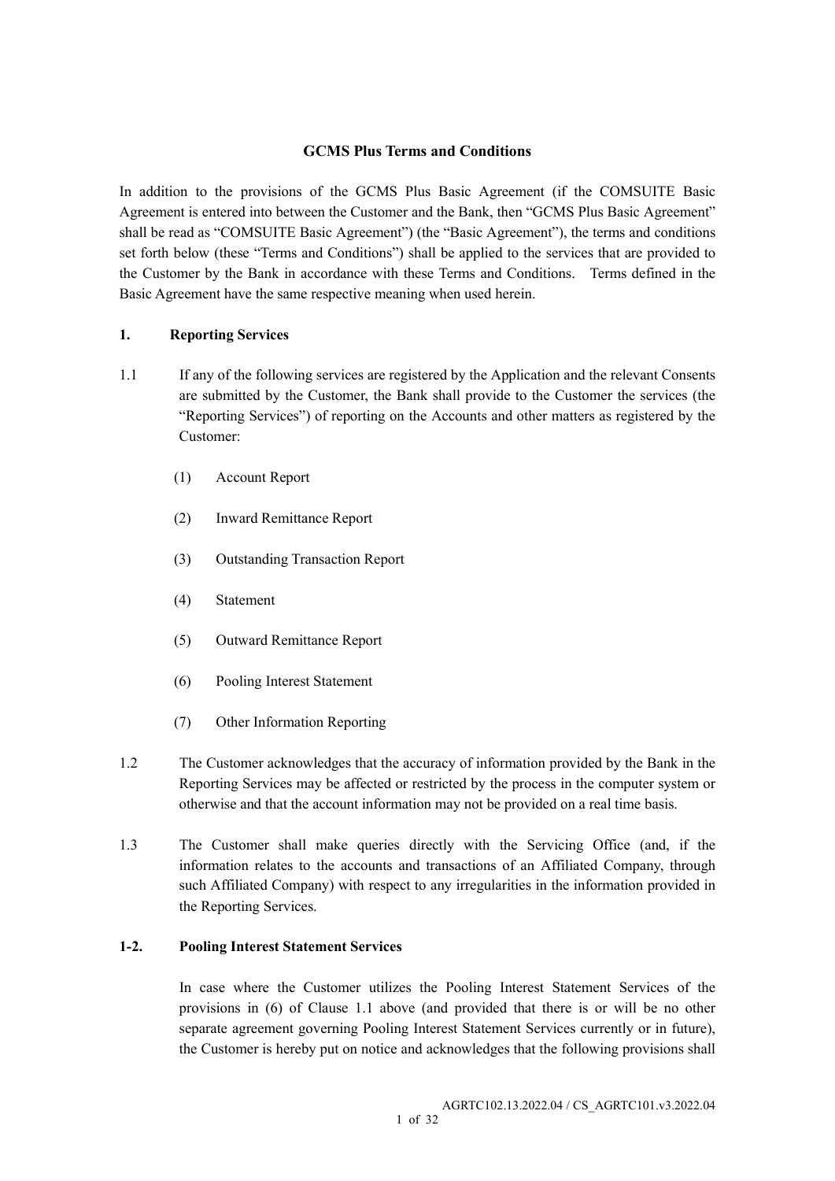# GCMS Plus Terms and Conditions

In addition to the provisions of the GCMS Plus Basic Agreement (if the COMSUITE Basic Agreement is entered into between the Customer and the Bank, then "GCMS Plus Basic Agreement" shall be read as "COMSUITE Basic Agreement") (the "Basic Agreement"), the terms and conditions set forth below (these "Terms and Conditions") shall be applied to the services that are provided to the Customer by the Bank in accordance with these Terms and Conditions. Terms defined in the Basic Agreement have the same respective meaning when used herein.

## 1. Reporting Services

1.1 If any of the following services are registered by the Application and the relevant Consents are submitted by the Customer, the Bank shall provide to the Customer the services (the "Reporting Services") of reporting on the Accounts and other matters as registered by the Customer:

(1) Account Report

(2) Inward Remittance Report

(3) Outstanding Transaction Report

(4) Statement

(5) Outward Remittance Report

(6) Pooling Interest Statement

(7) Other Information Reporting

1.2 The Customer acknowledges that the accuracy of information provided by the Bank in the Reporting Services may be affected or restricted by the process in the computer system or otherwise and that the account information may not be provided on a real time basis.

1.3 The Customer shall make queries directly with the Servicing Office (and, if the information relates to the accounts and transactions of an Affiliated Company, through such Affiliated Company) with respect to any irregularities in the information provided in the Reporting Services.

## 1-2. Pooling Interest Statement Services

In case where the Customer utilizes the Pooling Interest Statement Services of the provisions in (6) of Clause 1.1 above (and provided that there is or will be no other separate agreement governing Pooling Interest Statement Services currently or in future), the Customer is hereby put on notice and acknowledges that the following provisions shall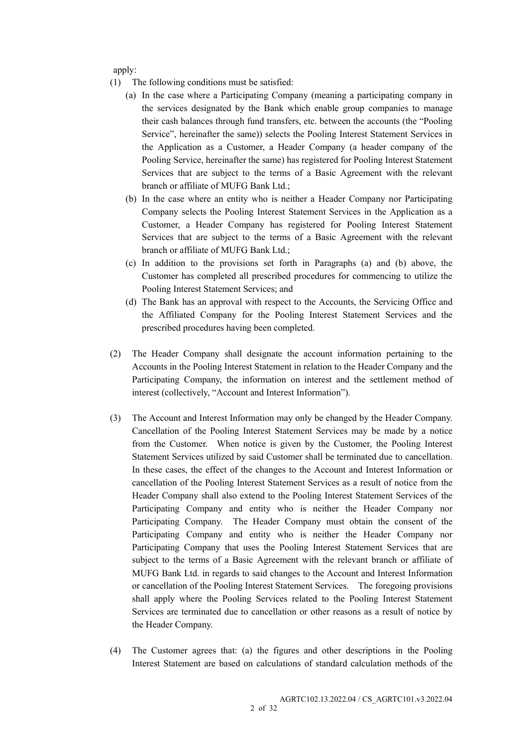apply:

(1) The following conditions must be satisfied:

  (a) In the case where a Participating Company (meaning a participating company in the services designated by the Bank which enable group companies to manage their cash balances through fund transfers, etc. between the accounts (the "Pooling Service", hereinafter the same)) selects the Pooling Interest Statement Services in the Application as a Customer, a Header Company (a header company of the Pooling Service, hereinafter the same) has registered for Pooling Interest Statement Services that are subject to the terms of a Basic Agreement with the relevant branch or affiliate of MUFG Bank Ltd.;

  (b) In the case where an entity who is neither a Header Company nor Participating Company selects the Pooling Interest Statement Services in the Application as a Customer, a Header Company has registered for Pooling Interest Statement Services that are subject to the terms of a Basic Agreement with the relevant branch or affiliate of MUFG Bank Ltd.;

  (c) In addition to the provisions set forth in Paragraphs (a) and (b) above, the Customer has completed all prescribed procedures for commencing to utilize the Pooling Interest Statement Services; and

  (d) The Bank has an approval with respect to the Accounts, the Servicing Office and the Affiliated Company for the Pooling Interest Statement Services and the prescribed procedures having been completed.

(2) The Header Company shall designate the account information pertaining to the Accounts in the Pooling Interest Statement in relation to the Header Company and the Participating Company, the information on interest and the settlement method of interest (collectively, "Account and Interest Information").

(3) The Account and Interest Information may only be changed by the Header Company. Cancellation of the Pooling Interest Statement Services may be made by a notice from the Customer. When notice is given by the Customer, the Pooling Interest Statement Services utilized by said Customer shall be terminated due to cancellation. In these cases, the effect of the changes to the Account and Interest Information or cancellation of the Pooling Interest Statement Services as a result of notice from the Header Company shall also extend to the Pooling Interest Statement Services of the Participating Company and entity who is neither the Header Company nor Participating Company. The Header Company must obtain the consent of the Participating Company and entity who is neither the Header Company nor Participating Company that uses the Pooling Interest Statement Services that are subject to the terms of a Basic Agreement with the relevant branch or affiliate of MUFG Bank Ltd. in regards to said changes to the Account and Interest Information or cancellation of the Pooling Interest Statement Services. The foregoing provisions shall apply where the Pooling Services related to the Pooling Interest Statement Services are terminated due to cancellation or other reasons as a result of notice by the Header Company.

(4) The Customer agrees that: (a) the figures and other descriptions in the Pooling Interest Statement are based on calculations of standard calculation methods of the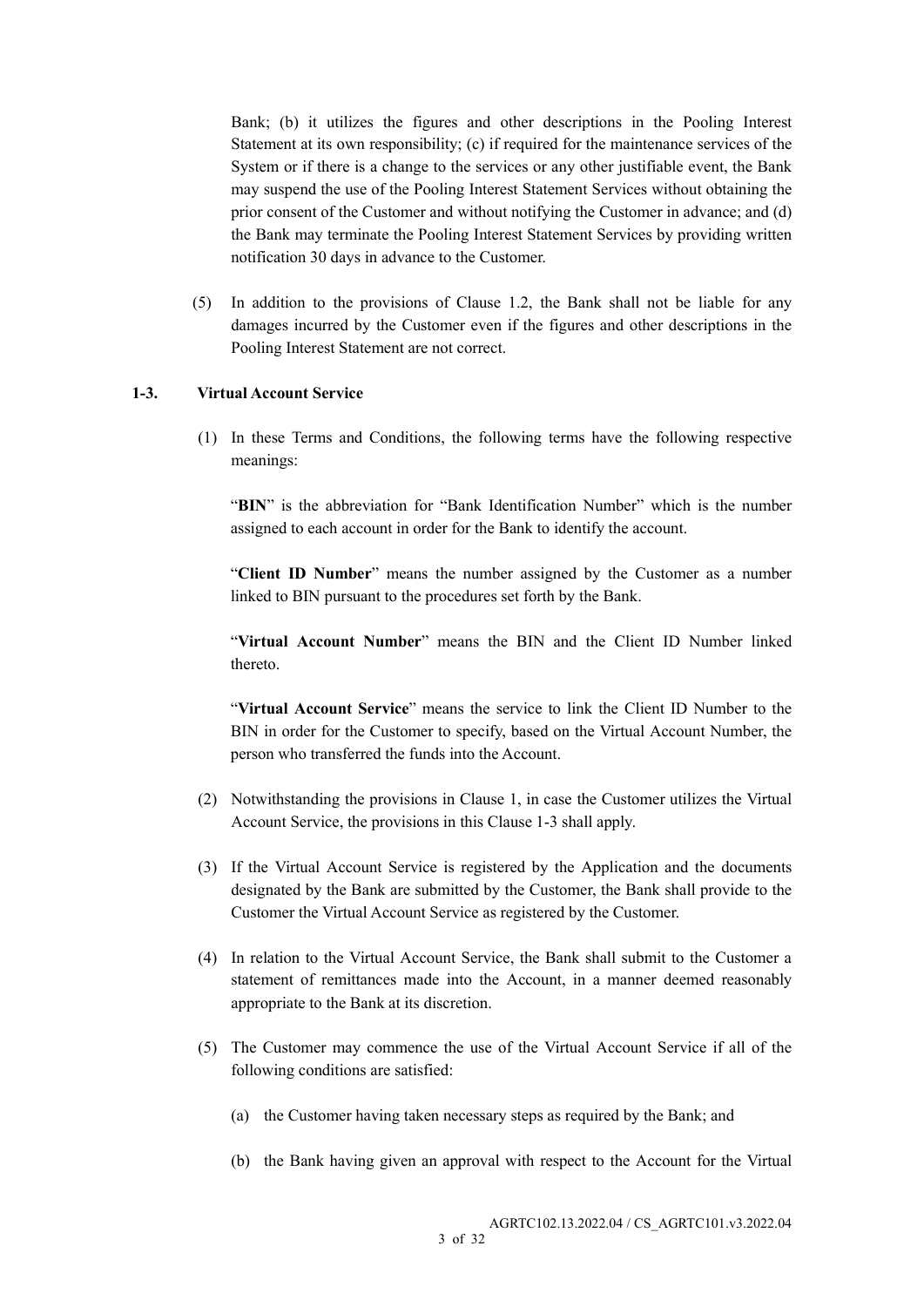Bank; (b) it utilizes the figures and other descriptions in the Pooling Interest Statement at its own responsibility; (c) if required for the maintenance services of the System or if there is a change to the services or any other justifiable event, the Bank may suspend the use of the Pooling Interest Statement Services without obtaining the prior consent of the Customer and without notifying the Customer in advance; and (d) the Bank may terminate the Pooling Interest Statement Services by providing written notification 30 days in advance to the Customer.

(5) In addition to the provisions of Clause 1.2, the Bank shall not be liable for any damages incurred by the Customer even if the figures and other descriptions in the Pooling Interest Statement are not correct.

### 1-3. Virtual Account Service

(1) In these Terms and Conditions, the following terms have the following respective meanings:

"**BIN**" is the abbreviation for "Bank Identification Number" which is the number assigned to each account in order for the Bank to identify the account.

"**Client ID Number**" means the number assigned by the Customer as a number linked to BIN pursuant to the procedures set forth by the Bank.

"**Virtual Account Number**" means the BIN and the Client ID Number linked thereto.

"**Virtual Account Service**" means the service to link the Client ID Number to the BIN in order for the Customer to specify, based on the Virtual Account Number, the person who transferred the funds into the Account.

(2) Notwithstanding the provisions in Clause 1, in case the Customer utilizes the Virtual Account Service, the provisions in this Clause 1-3 shall apply.

(3) If the Virtual Account Service is registered by the Application and the documents designated by the Bank are submitted by the Customer, the Bank shall provide to the Customer the Virtual Account Service as registered by the Customer.

(4) In relation to the Virtual Account Service, the Bank shall submit to the Customer a statement of remittances made into the Account, in a manner deemed reasonably appropriate to the Bank at its discretion.

(5) The Customer may commence the use of the Virtual Account Service if all of the following conditions are satisfied:

(a) the Customer having taken necessary steps as required by the Bank; and

(b) the Bank having given an approval with respect to the Account for the Virtual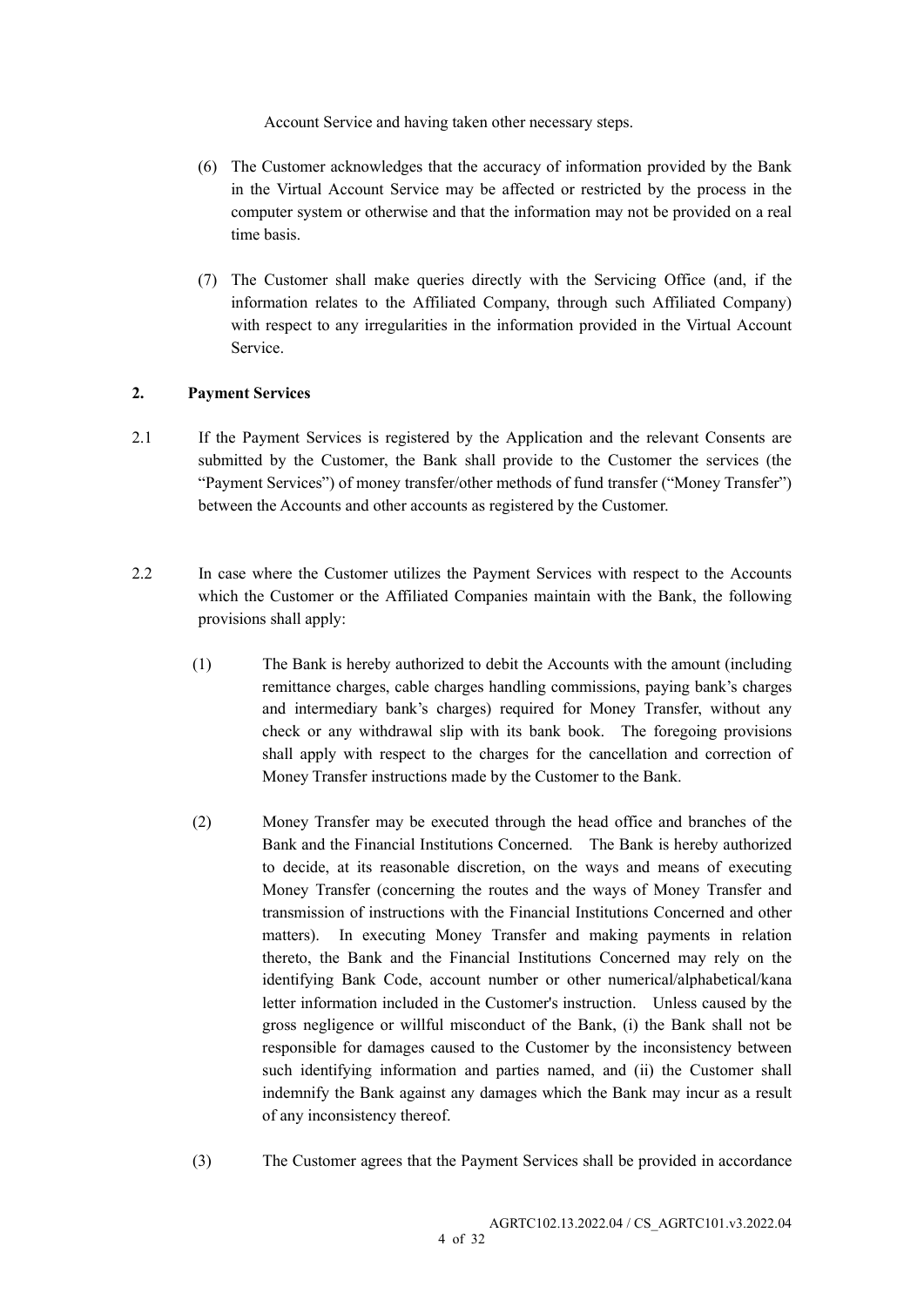Account Service and having taken other necessary steps.

(6) The Customer acknowledges that the accuracy of information provided by the Bank in the Virtual Account Service may be affected or restricted by the process in the computer system or otherwise and that the information may not be provided on a real time basis.

(7) The Customer shall make queries directly with the Servicing Office (and, if the information relates to the Affiliated Company, through such Affiliated Company) with respect to any irregularities in the information provided in the Virtual Account Service.

## 2. Payment Services

2.1 If the Payment Services is registered by the Application and the relevant Consents are submitted by the Customer, the Bank shall provide to the Customer the services (the "Payment Services") of money transfer/other methods of fund transfer ("Money Transfer") between the Accounts and other accounts as registered by the Customer.

2.2 In case where the Customer utilizes the Payment Services with respect to the Accounts which the Customer or the Affiliated Companies maintain with the Bank, the following provisions shall apply:

(1) The Bank is hereby authorized to debit the Accounts with the amount (including remittance charges, cable charges handling commissions, paying bank's charges and intermediary bank's charges) required for Money Transfer, without any check or any withdrawal slip with its bank book. The foregoing provisions shall apply with respect to the charges for the cancellation and correction of Money Transfer instructions made by the Customer to the Bank.

(2) Money Transfer may be executed through the head office and branches of the Bank and the Financial Institutions Concerned. The Bank is hereby authorized to decide, at its reasonable discretion, on the ways and means of executing Money Transfer (concerning the routes and the ways of Money Transfer and transmission of instructions with the Financial Institutions Concerned and other matters). In executing Money Transfer and making payments in relation thereto, the Bank and the Financial Institutions Concerned may rely on the identifying Bank Code, account number or other numerical/alphabetical/kana letter information included in the Customer's instruction. Unless caused by the gross negligence or willful misconduct of the Bank, (i) the Bank shall not be responsible for damages caused to the Customer by the inconsistency between such identifying information and parties named, and (ii) the Customer shall indemnify the Bank against any damages which the Bank may incur as a result of any inconsistency thereof.

(3) The Customer agrees that the Payment Services shall be provided in accordance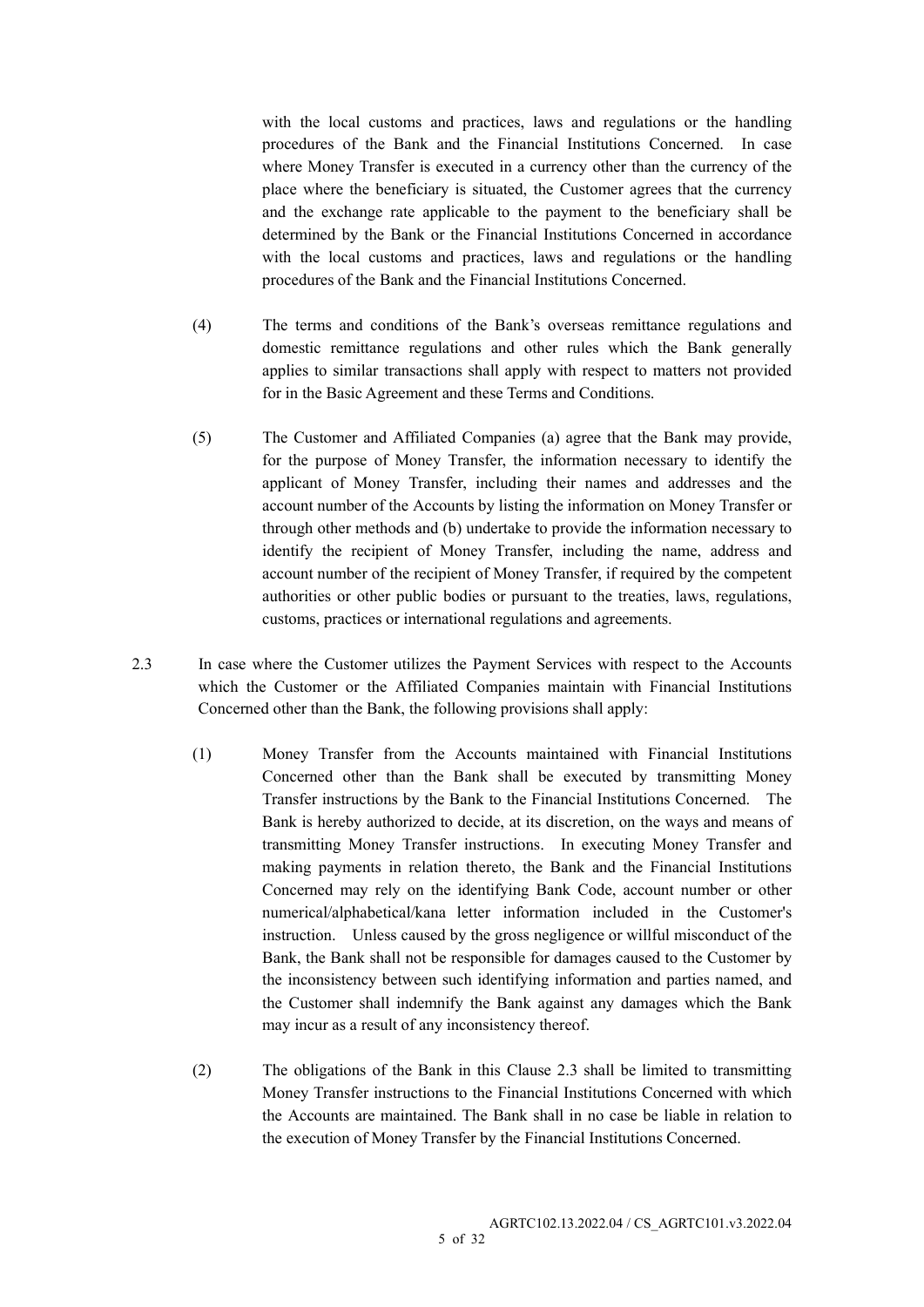with the local customs and practices, laws and regulations or the handling procedures of the Bank and the Financial Institutions Concerned. In case where Money Transfer is executed in a currency other than the currency of the place where the beneficiary is situated, the Customer agrees that the currency and the exchange rate applicable to the payment to the beneficiary shall be determined by the Bank or the Financial Institutions Concerned in accordance with the local customs and practices, laws and regulations or the handling procedures of the Bank and the Financial Institutions Concerned.

(4) The terms and conditions of the Bank's overseas remittance regulations and domestic remittance regulations and other rules which the Bank generally applies to similar transactions shall apply with respect to matters not provided for in the Basic Agreement and these Terms and Conditions.

(5) The Customer and Affiliated Companies (a) agree that the Bank may provide, for the purpose of Money Transfer, the information necessary to identify the applicant of Money Transfer, including their names and addresses and the account number of the Accounts by listing the information on Money Transfer or through other methods and (b) undertake to provide the information necessary to identify the recipient of Money Transfer, including the name, address and account number of the recipient of Money Transfer, if required by the competent authorities or other public bodies or pursuant to the treaties, laws, regulations, customs, practices or international regulations and agreements.

2.3 In case where the Customer utilizes the Payment Services with respect to the Accounts which the Customer or the Affiliated Companies maintain with Financial Institutions Concerned other than the Bank, the following provisions shall apply:

(1) Money Transfer from the Accounts maintained with Financial Institutions Concerned other than the Bank shall be executed by transmitting Money Transfer instructions by the Bank to the Financial Institutions Concerned. The Bank is hereby authorized to decide, at its discretion, on the ways and means of transmitting Money Transfer instructions. In executing Money Transfer and making payments in relation thereto, the Bank and the Financial Institutions Concerned may rely on the identifying Bank Code, account number or other numerical/alphabetical/kana letter information included in the Customer's instruction. Unless caused by the gross negligence or willful misconduct of the Bank, the Bank shall not be responsible for damages caused to the Customer by the inconsistency between such identifying information and parties named, and the Customer shall indemnify the Bank against any damages which the Bank may incur as a result of any inconsistency thereof.

(2) The obligations of the Bank in this Clause 2.3 shall be limited to transmitting Money Transfer instructions to the Financial Institutions Concerned with which the Accounts are maintained. The Bank shall in no case be liable in relation to the execution of Money Transfer by the Financial Institutions Concerned.

AGRTC102.13.2022.04 / CS_AGRTC101.v3.2022.04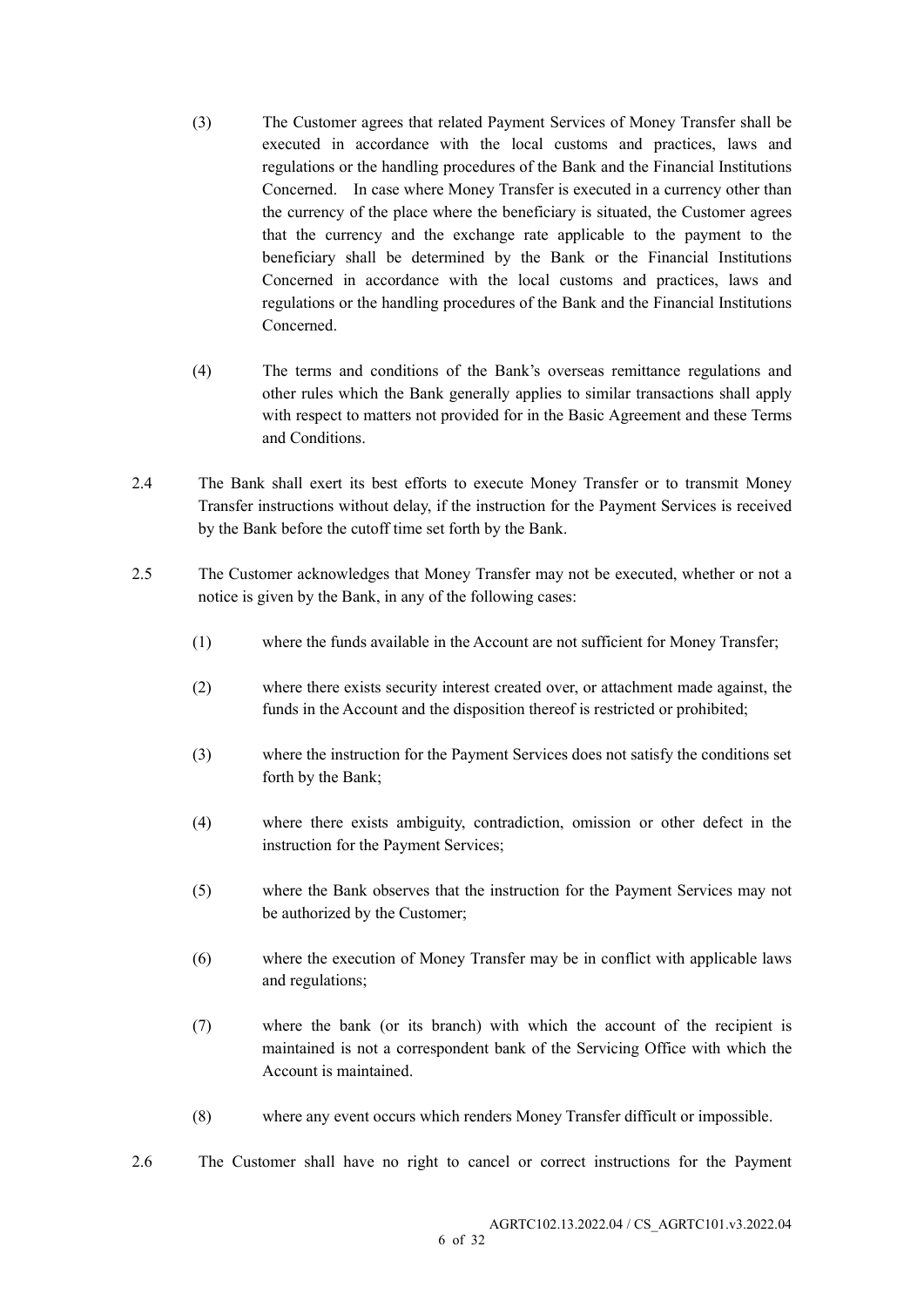(3) The Customer agrees that related Payment Services of Money Transfer shall be executed in accordance with the local customs and practices, laws and regulations or the handling procedures of the Bank and the Financial Institutions Concerned. In case where Money Transfer is executed in a currency other than the currency of the place where the beneficiary is situated, the Customer agrees that the currency and the exchange rate applicable to the payment to the beneficiary shall be determined by the Bank or the Financial Institutions Concerned in accordance with the local customs and practices, laws and regulations or the handling procedures of the Bank and the Financial Institutions Concerned.

(4) The terms and conditions of the Bank's overseas remittance regulations and other rules which the Bank generally applies to similar transactions shall apply with respect to matters not provided for in the Basic Agreement and these Terms and Conditions.

2.4 The Bank shall exert its best efforts to execute Money Transfer or to transmit Money Transfer instructions without delay, if the instruction for the Payment Services is received by the Bank before the cutoff time set forth by the Bank.

2.5 The Customer acknowledges that Money Transfer may not be executed, whether or not a notice is given by the Bank, in any of the following cases:

(1) where the funds available in the Account are not sufficient for Money Transfer;

(2) where there exists security interest created over, or attachment made against, the funds in the Account and the disposition thereof is restricted or prohibited;

(3) where the instruction for the Payment Services does not satisfy the conditions set forth by the Bank;

(4) where there exists ambiguity, contradiction, omission or other defect in the instruction for the Payment Services;

(5) where the Bank observes that the instruction for the Payment Services may not be authorized by the Customer;

(6) where the execution of Money Transfer may be in conflict with applicable laws and regulations;

(7) where the bank (or its branch) with which the account of the recipient is maintained is not a correspondent bank of the Servicing Office with which the Account is maintained.

(8) where any event occurs which renders Money Transfer difficult or impossible.

2.6 The Customer shall have no right to cancel or correct instructions for the Payment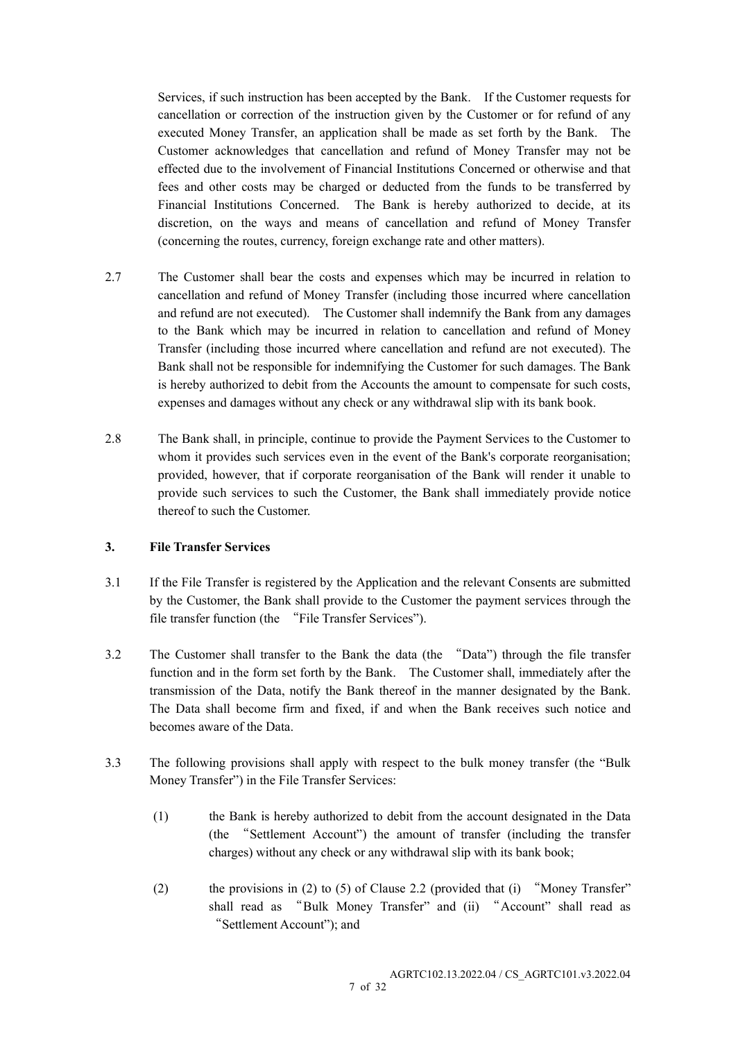Services, if such instruction has been accepted by the Bank. If the Customer requests for cancellation or correction of the instruction given by the Customer or for refund of any executed Money Transfer, an application shall be made as set forth by the Bank. The Customer acknowledges that cancellation and refund of Money Transfer may not be effected due to the involvement of Financial Institutions Concerned or otherwise and that fees and other costs may be charged or deducted from the funds to be transferred by Financial Institutions Concerned. The Bank is hereby authorized to decide, at its discretion, on the ways and means of cancellation and refund of Money Transfer (concerning the routes, currency, foreign exchange rate and other matters).

2.7 The Customer shall bear the costs and expenses which may be incurred in relation to cancellation and refund of Money Transfer (including those incurred where cancellation and refund are not executed). The Customer shall indemnify the Bank from any damages to the Bank which may be incurred in relation to cancellation and refund of Money Transfer (including those incurred where cancellation and refund are not executed). The Bank shall not be responsible for indemnifying the Customer for such damages. The Bank is hereby authorized to debit from the Accounts the amount to compensate for such costs, expenses and damages without any check or any withdrawal slip with its bank book.

2.8 The Bank shall, in principle, continue to provide the Payment Services to the Customer to whom it provides such services even in the event of the Bank's corporate reorganisation; provided, however, that if corporate reorganisation of the Bank will render it unable to provide such services to such the Customer, the Bank shall immediately provide notice thereof to such the Customer.

### 3. File Transfer Services

3.1 If the File Transfer is registered by the Application and the relevant Consents are submitted by the Customer, the Bank shall provide to the Customer the payment services through the file transfer function (the "File Transfer Services").

3.2 The Customer shall transfer to the Bank the data (the "Data") through the file transfer function and in the form set forth by the Bank. The Customer shall, immediately after the transmission of the Data, notify the Bank thereof in the manner designated by the Bank. The Data shall become firm and fixed, if and when the Bank receives such notice and becomes aware of the Data.

3.3 The following provisions shall apply with respect to the bulk money transfer (the "Bulk Money Transfer") in the File Transfer Services:

(1) the Bank is hereby authorized to debit from the account designated in the Data (the "Settlement Account") the amount of transfer (including the transfer charges) without any check or any withdrawal slip with its bank book;

(2) the provisions in (2) to (5) of Clause 2.2 (provided that (i) "Money Transfer" shall read as "Bulk Money Transfer" and (ii) "Account" shall read as "Settlement Account"); and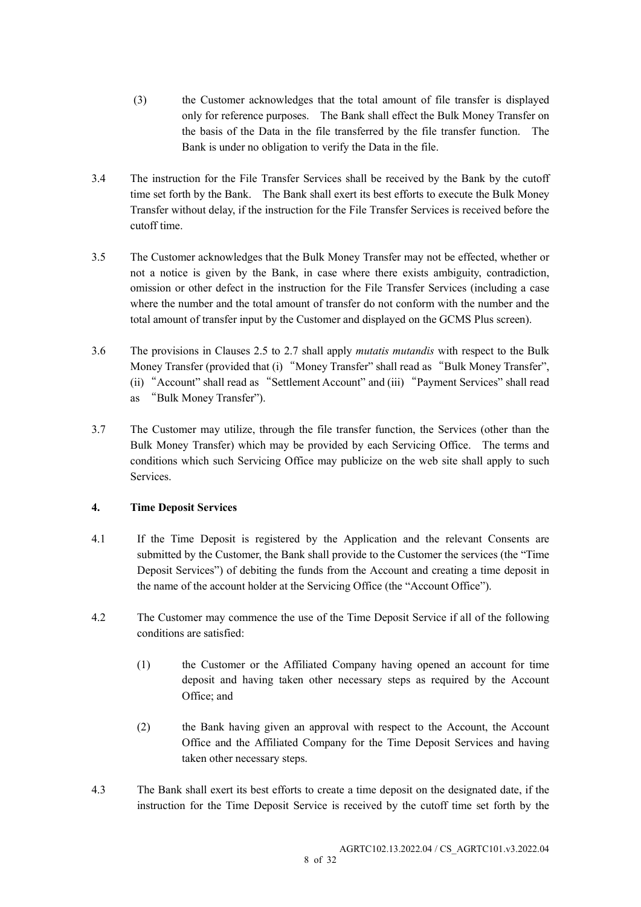(3) the Customer acknowledges that the total amount of file transfer is displayed only for reference purposes. The Bank shall effect the Bulk Money Transfer on the basis of the Data in the file transferred by the file transfer function. The Bank is under no obligation to verify the Data in the file.

3.4 The instruction for the File Transfer Services shall be received by the Bank by the cutoff time set forth by the Bank. The Bank shall exert its best efforts to execute the Bulk Money Transfer without delay, if the instruction for the File Transfer Services is received before the cutoff time.

3.5 The Customer acknowledges that the Bulk Money Transfer may not be effected, whether or not a notice is given by the Bank, in case where there exists ambiguity, contradiction, omission or other defect in the instruction for the File Transfer Services (including a case where the number and the total amount of transfer do not conform with the number and the total amount of transfer input by the Customer and displayed on the GCMS Plus screen).

3.6 The provisions in Clauses 2.5 to 2.7 shall apply *mutatis mutandis* with respect to the Bulk Money Transfer (provided that (i) "Money Transfer" shall read as "Bulk Money Transfer", (ii) "Account" shall read as "Settlement Account" and (iii) "Payment Services" shall read as "Bulk Money Transfer").

3.7 The Customer may utilize, through the file transfer function, the Services (other than the Bulk Money Transfer) which may be provided by each Servicing Office. The terms and conditions which such Servicing Office may publicize on the web site shall apply to such Services.

**4. Time Deposit Services**

4.1 If the Time Deposit is registered by the Application and the relevant Consents are submitted by the Customer, the Bank shall provide to the Customer the services (the "Time Deposit Services") of debiting the funds from the Account and creating a time deposit in the name of the account holder at the Servicing Office (the "Account Office").

4.2 The Customer may commence the use of the Time Deposit Service if all of the following conditions are satisfied:

(1) the Customer or the Affiliated Company having opened an account for time deposit and having taken other necessary steps as required by the Account Office; and

(2) the Bank having given an approval with respect to the Account, the Account Office and the Affiliated Company for the Time Deposit Services and having taken other necessary steps.

4.3 The Bank shall exert its best efforts to create a time deposit on the designated date, if the instruction for the Time Deposit Service is received by the cutoff time set forth by the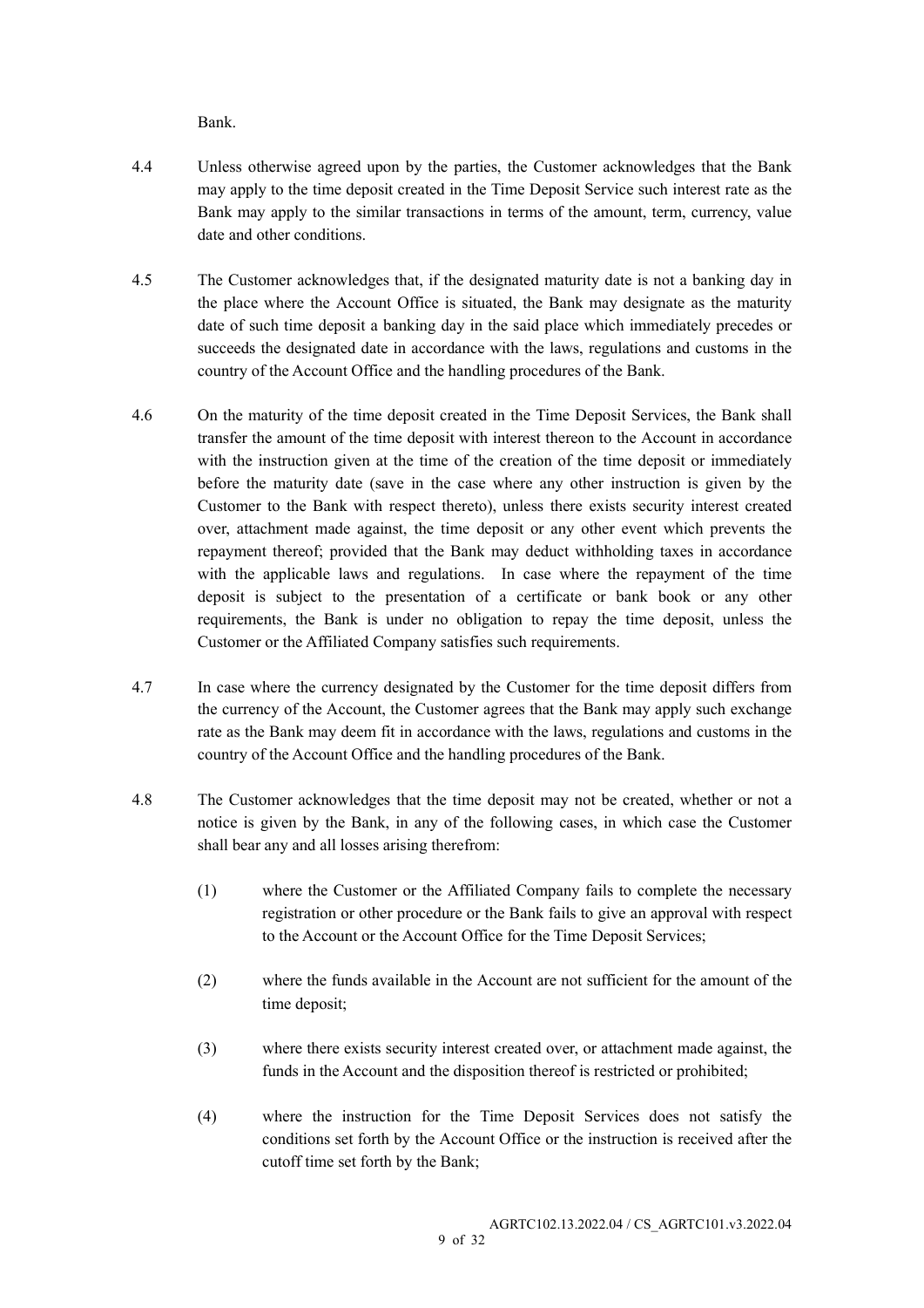Bank.

4.4 Unless otherwise agreed upon by the parties, the Customer acknowledges that the Bank may apply to the time deposit created in the Time Deposit Service such interest rate as the Bank may apply to the similar transactions in terms of the amount, term, currency, value date and other conditions.

4.5 The Customer acknowledges that, if the designated maturity date is not a banking day in the place where the Account Office is situated, the Bank may designate as the maturity date of such time deposit a banking day in the said place which immediately precedes or succeeds the designated date in accordance with the laws, regulations and customs in the country of the Account Office and the handling procedures of the Bank.

4.6 On the maturity of the time deposit created in the Time Deposit Services, the Bank shall transfer the amount of the time deposit with interest thereon to the Account in accordance with the instruction given at the time of the creation of the time deposit or immediately before the maturity date (save in the case where any other instruction is given by the Customer to the Bank with respect thereto), unless there exists security interest created over, attachment made against, the time deposit or any other event which prevents the repayment thereof; provided that the Bank may deduct withholding taxes in accordance with the applicable laws and regulations. In case where the repayment of the time deposit is subject to the presentation of a certificate or bank book or any other requirements, the Bank is under no obligation to repay the time deposit, unless the Customer or the Affiliated Company satisfies such requirements.

4.7 In case where the currency designated by the Customer for the time deposit differs from the currency of the Account, the Customer agrees that the Bank may apply such exchange rate as the Bank may deem fit in accordance with the laws, regulations and customs in the country of the Account Office and the handling procedures of the Bank.

4.8 The Customer acknowledges that the time deposit may not be created, whether or not a notice is given by the Bank, in any of the following cases, in which case the Customer shall bear any and all losses arising therefrom:

(1) where the Customer or the Affiliated Company fails to complete the necessary registration or other procedure or the Bank fails to give an approval with respect to the Account or the Account Office for the Time Deposit Services;

(2) where the funds available in the Account are not sufficient for the amount of the time deposit;

(3) where there exists security interest created over, or attachment made against, the funds in the Account and the disposition thereof is restricted or prohibited;

(4) where the instruction for the Time Deposit Services does not satisfy the conditions set forth by the Account Office or the instruction is received after the cutoff time set forth by the Bank;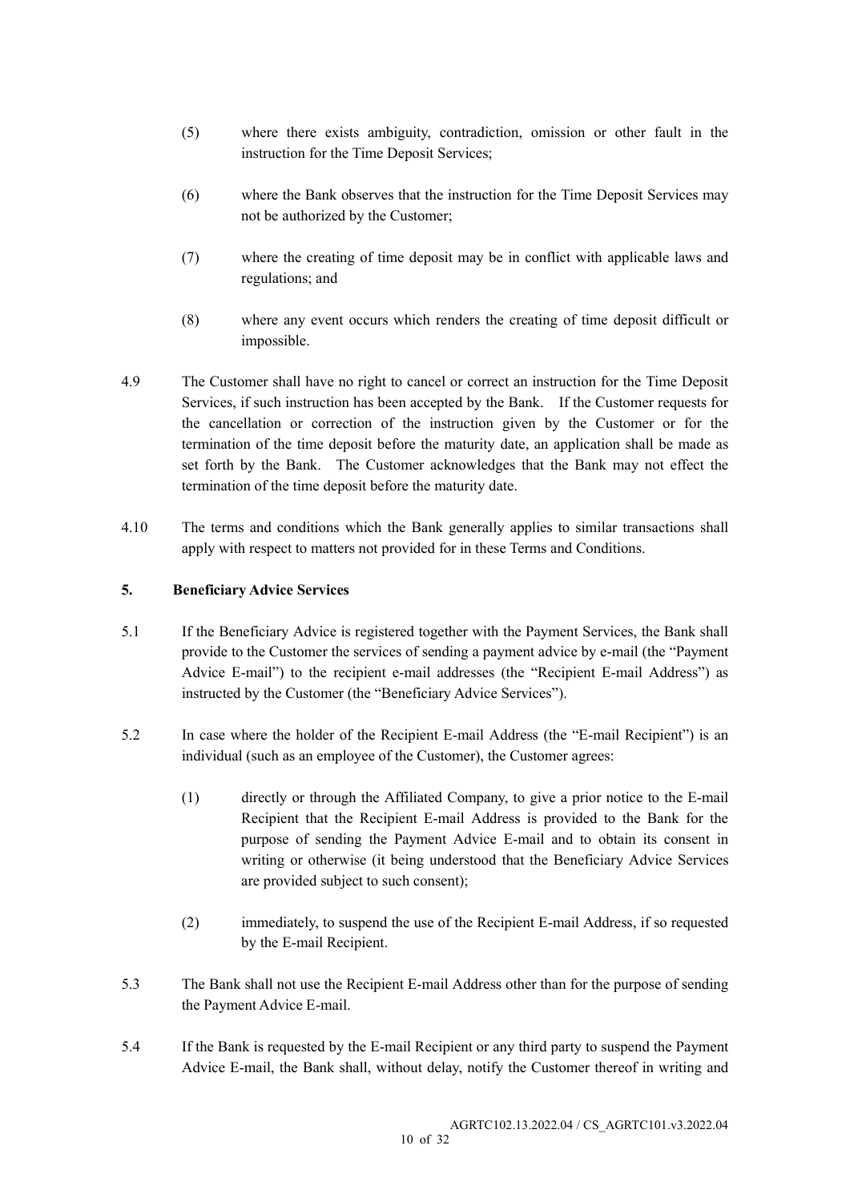(5) where there exists ambiguity, contradiction, omission or other fault in the instruction for the Time Deposit Services;

(6) where the Bank observes that the instruction for the Time Deposit Services may not be authorized by the Customer;

(7) where the creating of time deposit may be in conflict with applicable laws and regulations; and

(8) where any event occurs which renders the creating of time deposit difficult or impossible.

4.9 The Customer shall have no right to cancel or correct an instruction for the Time Deposit Services, if such instruction has been accepted by the Bank. If the Customer requests for the cancellation or correction of the instruction given by the Customer or for the termination of the time deposit before the maturity date, an application shall be made as set forth by the Bank. The Customer acknowledges that the Bank may not effect the termination of the time deposit before the maturity date.

4.10 The terms and conditions which the Bank generally applies to similar transactions shall apply with respect to matters not provided for in these Terms and Conditions.

**5. Beneficiary Advice Services**

5.1 If the Beneficiary Advice is registered together with the Payment Services, the Bank shall provide to the Customer the services of sending a payment advice by e-mail (the "Payment Advice E-mail") to the recipient e-mail addresses (the "Recipient E-mail Address") as instructed by the Customer (the "Beneficiary Advice Services").

5.2 In case where the holder of the Recipient E-mail Address (the "E-mail Recipient") is an individual (such as an employee of the Customer), the Customer agrees:

(1) directly or through the Affiliated Company, to give a prior notice to the E-mail Recipient that the Recipient E-mail Address is provided to the Bank for the purpose of sending the Payment Advice E-mail and to obtain its consent in writing or otherwise (it being understood that the Beneficiary Advice Services are provided subject to such consent);

(2) immediately, to suspend the use of the Recipient E-mail Address, if so requested by the E-mail Recipient.

5.3 The Bank shall not use the Recipient E-mail Address other than for the purpose of sending the Payment Advice E-mail.

5.4 If the Bank is requested by the E-mail Recipient or any third party to suspend the Payment Advice E-mail, the Bank shall, without delay, notify the Customer thereof in writing and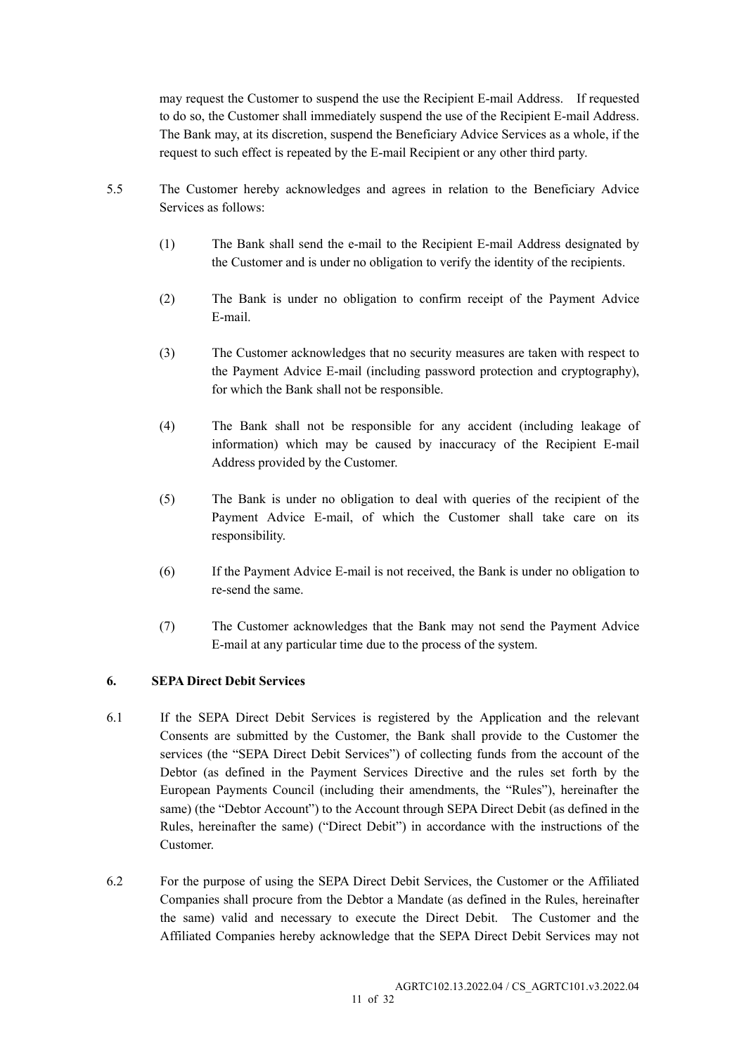may request the Customer to suspend the use the Recipient E-mail Address. If requested to do so, the Customer shall immediately suspend the use of the Recipient E-mail Address. The Bank may, at its discretion, suspend the Beneficiary Advice Services as a whole, if the request to such effect is repeated by the E-mail Recipient or any other third party.

5.5 The Customer hereby acknowledges and agrees in relation to the Beneficiary Advice Services as follows:

(1) The Bank shall send the e-mail to the Recipient E-mail Address designated by the Customer and is under no obligation to verify the identity of the recipients.

(2) The Bank is under no obligation to confirm receipt of the Payment Advice E-mail.

(3) The Customer acknowledges that no security measures are taken with respect to the Payment Advice E-mail (including password protection and cryptography), for which the Bank shall not be responsible.

(4) The Bank shall not be responsible for any accident (including leakage of information) which may be caused by inaccuracy of the Recipient E-mail Address provided by the Customer.

(5) The Bank is under no obligation to deal with queries of the recipient of the Payment Advice E-mail, of which the Customer shall take care on its responsibility.

(6) If the Payment Advice E-mail is not received, the Bank is under no obligation to re-send the same.

(7) The Customer acknowledges that the Bank may not send the Payment Advice E-mail at any particular time due to the process of the system.

## 6. SEPA Direct Debit Services

6.1 If the SEPA Direct Debit Services is registered by the Application and the relevant Consents are submitted by the Customer, the Bank shall provide to the Customer the services (the "SEPA Direct Debit Services") of collecting funds from the account of the Debtor (as defined in the Payment Services Directive and the rules set forth by the European Payments Council (including their amendments, the "Rules"), hereinafter the same) (the "Debtor Account") to the Account through SEPA Direct Debit (as defined in the Rules, hereinafter the same) ("Direct Debit") in accordance with the instructions of the Customer.

6.2 For the purpose of using the SEPA Direct Debit Services, the Customer or the Affiliated Companies shall procure from the Debtor a Mandate (as defined in the Rules, hereinafter the same) valid and necessary to execute the Direct Debit. The Customer and the Affiliated Companies hereby acknowledge that the SEPA Direct Debit Services may not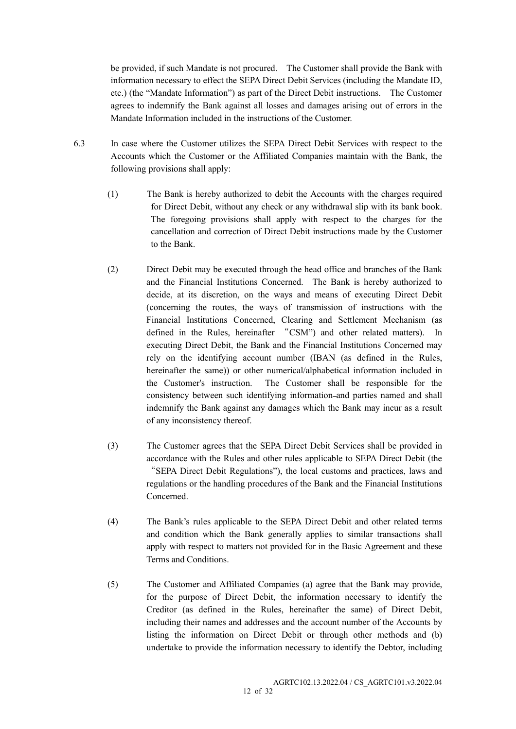be provided, if such Mandate is not procured. The Customer shall provide the Bank with information necessary to effect the SEPA Direct Debit Services (including the Mandate ID, etc.) (the "Mandate Information") as part of the Direct Debit instructions. The Customer agrees to indemnify the Bank against all losses and damages arising out of errors in the Mandate Information included in the instructions of the Customer.

6.3 In case where the Customer utilizes the SEPA Direct Debit Services with respect to the Accounts which the Customer or the Affiliated Companies maintain with the Bank, the following provisions shall apply:

(1) The Bank is hereby authorized to debit the Accounts with the charges required for Direct Debit, without any check or any withdrawal slip with its bank book. The foregoing provisions shall apply with respect to the charges for the cancellation and correction of Direct Debit instructions made by the Customer to the Bank.

(2) Direct Debit may be executed through the head office and branches of the Bank and the Financial Institutions Concerned. The Bank is hereby authorized to decide, at its discretion, on the ways and means of executing Direct Debit (concerning the routes, the ways of transmission of instructions with the Financial Institutions Concerned, Clearing and Settlement Mechanism (as defined in the Rules, hereinafter "CSM") and other related matters). In executing Direct Debit, the Bank and the Financial Institutions Concerned may rely on the identifying account number (IBAN (as defined in the Rules, hereinafter the same)) or other numerical/alphabetical information included in the Customer's instruction. The Customer shall be responsible for the consistency between such identifying information and parties named and shall indemnify the Bank against any damages which the Bank may incur as a result of any inconsistency thereof.

(3) The Customer agrees that the SEPA Direct Debit Services shall be provided in accordance with the Rules and other rules applicable to SEPA Direct Debit (the "SEPA Direct Debit Regulations"), the local customs and practices, laws and regulations or the handling procedures of the Bank and the Financial Institutions Concerned.

(4) The Bank's rules applicable to the SEPA Direct Debit and other related terms and condition which the Bank generally applies to similar transactions shall apply with respect to matters not provided for in the Basic Agreement and these Terms and Conditions.

(5) The Customer and Affiliated Companies (a) agree that the Bank may provide, for the purpose of Direct Debit, the information necessary to identify the Creditor (as defined in the Rules, hereinafter the same) of Direct Debit, including their names and addresses and the account number of the Accounts by listing the information on Direct Debit or through other methods and (b) undertake to provide the information necessary to identify the Debtor, including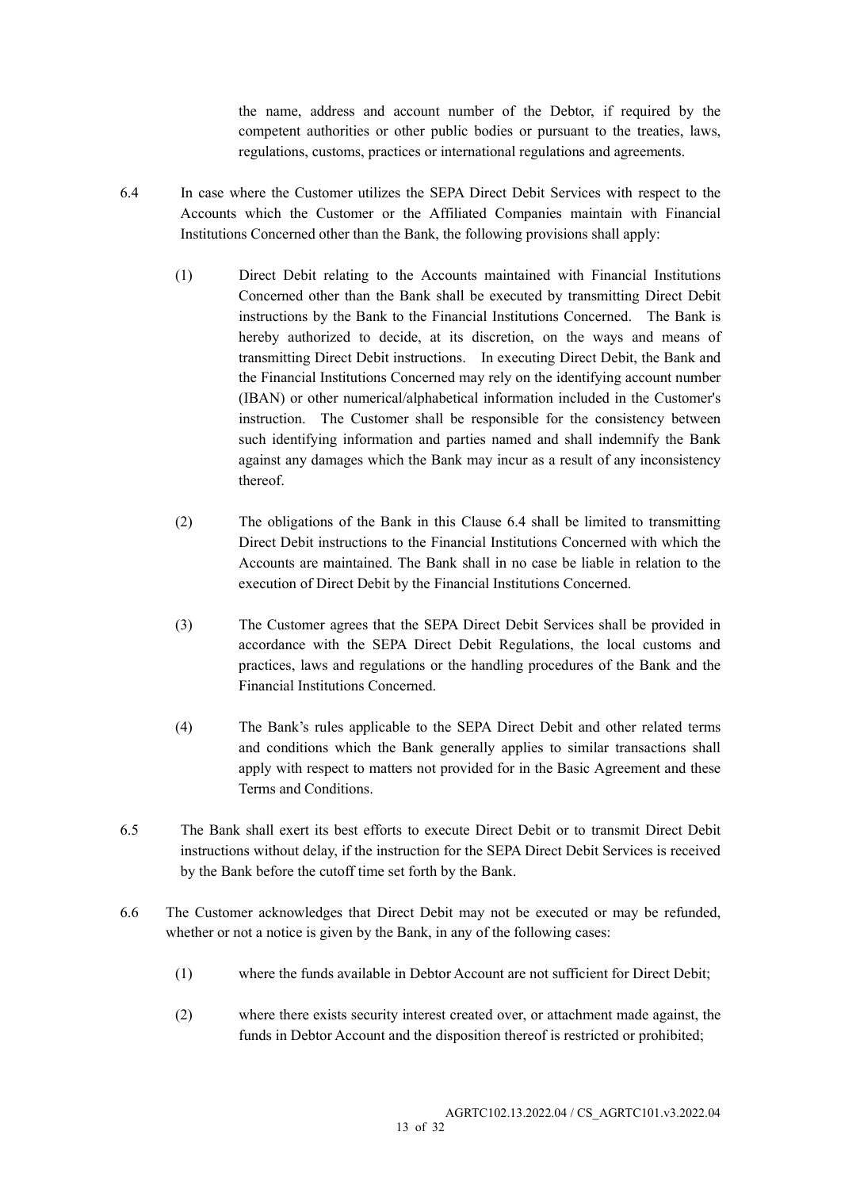the name, address and account number of the Debtor, if required by the competent authorities or other public bodies or pursuant to the treaties, laws, regulations, customs, practices or international regulations and agreements.

6.4 In case where the Customer utilizes the SEPA Direct Debit Services with respect to the Accounts which the Customer or the Affiliated Companies maintain with Financial Institutions Concerned other than the Bank, the following provisions shall apply:

(1) Direct Debit relating to the Accounts maintained with Financial Institutions Concerned other than the Bank shall be executed by transmitting Direct Debit instructions by the Bank to the Financial Institutions Concerned. The Bank is hereby authorized to decide, at its discretion, on the ways and means of transmitting Direct Debit instructions. In executing Direct Debit, the Bank and the Financial Institutions Concerned may rely on the identifying account number (IBAN) or other numerical/alphabetical information included in the Customer's instruction. The Customer shall be responsible for the consistency between such identifying information and parties named and shall indemnify the Bank against any damages which the Bank may incur as a result of any inconsistency thereof.

(2) The obligations of the Bank in this Clause 6.4 shall be limited to transmitting Direct Debit instructions to the Financial Institutions Concerned with which the Accounts are maintained. The Bank shall in no case be liable in relation to the execution of Direct Debit by the Financial Institutions Concerned.

(3) The Customer agrees that the SEPA Direct Debit Services shall be provided in accordance with the SEPA Direct Debit Regulations, the local customs and practices, laws and regulations or the handling procedures of the Bank and the Financial Institutions Concerned.

(4) The Bank's rules applicable to the SEPA Direct Debit and other related terms and conditions which the Bank generally applies to similar transactions shall apply with respect to matters not provided for in the Basic Agreement and these Terms and Conditions.

6.5 The Bank shall exert its best efforts to execute Direct Debit or to transmit Direct Debit instructions without delay, if the instruction for the SEPA Direct Debit Services is received by the Bank before the cutoff time set forth by the Bank.

6.6 The Customer acknowledges that Direct Debit may not be executed or may be refunded, whether or not a notice is given by the Bank, in any of the following cases:

(1) where the funds available in Debtor Account are not sufficient for Direct Debit;

(2) where there exists security interest created over, or attachment made against, the funds in Debtor Account and the disposition thereof is restricted or prohibited;

AGRTC102.13.2022.04 / CS_AGRTC101.v3.2022.04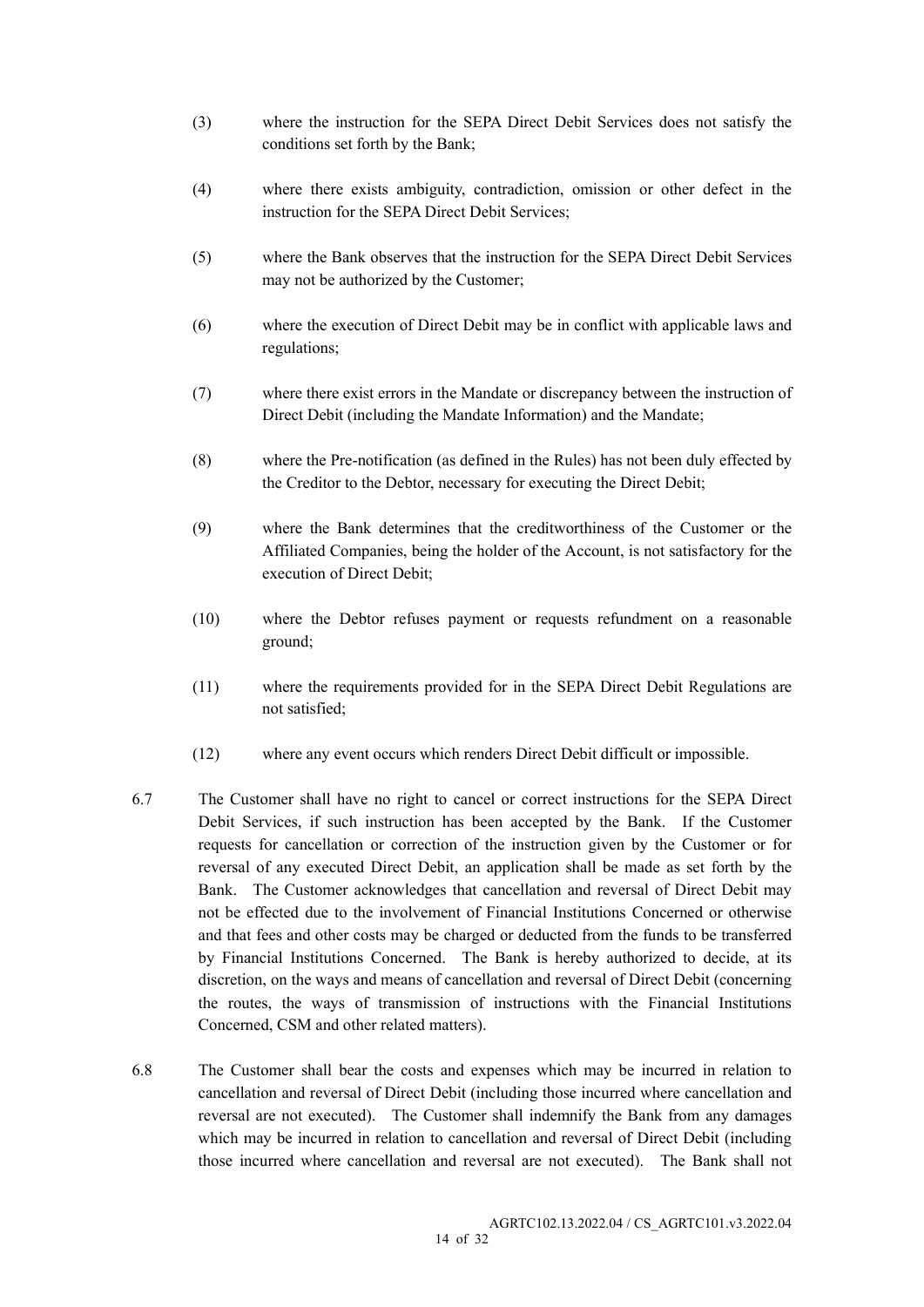(3) where the instruction for the SEPA Direct Debit Services does not satisfy the conditions set forth by the Bank;

(4) where there exists ambiguity, contradiction, omission or other defect in the instruction for the SEPA Direct Debit Services;

(5) where the Bank observes that the instruction for the SEPA Direct Debit Services may not be authorized by the Customer;

(6) where the execution of Direct Debit may be in conflict with applicable laws and regulations;

(7) where there exist errors in the Mandate or discrepancy between the instruction of Direct Debit (including the Mandate Information) and the Mandate;

(8) where the Pre-notification (as defined in the Rules) has not been duly effected by the Creditor to the Debtor, necessary for executing the Direct Debit;

(9) where the Bank determines that the creditworthiness of the Customer or the Affiliated Companies, being the holder of the Account, is not satisfactory for the execution of Direct Debit;

(10) where the Debtor refuses payment or requests refundment on a reasonable ground;

(11) where the requirements provided for in the SEPA Direct Debit Regulations are not satisfied;

(12) where any event occurs which renders Direct Debit difficult or impossible.

6.7 The Customer shall have no right to cancel or correct instructions for the SEPA Direct Debit Services, if such instruction has been accepted by the Bank. If the Customer requests for cancellation or correction of the instruction given by the Customer or for reversal of any executed Direct Debit, an application shall be made as set forth by the Bank. The Customer acknowledges that cancellation and reversal of Direct Debit may not be effected due to the involvement of Financial Institutions Concerned or otherwise and that fees and other costs may be charged or deducted from the funds to be transferred by Financial Institutions Concerned. The Bank is hereby authorized to decide, at its discretion, on the ways and means of cancellation and reversal of Direct Debit (concerning the routes, the ways of transmission of instructions with the Financial Institutions Concerned, CSM and other related matters).

6.8 The Customer shall bear the costs and expenses which may be incurred in relation to cancellation and reversal of Direct Debit (including those incurred where cancellation and reversal are not executed). The Customer shall indemnify the Bank from any damages which may be incurred in relation to cancellation and reversal of Direct Debit (including those incurred where cancellation and reversal are not executed). The Bank shall not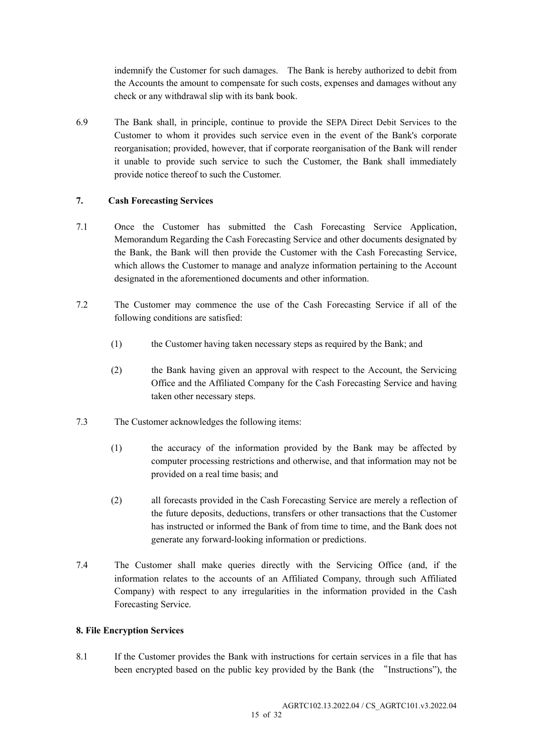indemnify the Customer for such damages. The Bank is hereby authorized to debit from the Accounts the amount to compensate for such costs, expenses and damages without any check or any withdrawal slip with its bank book.

6.9 The Bank shall, in principle, continue to provide the SEPA Direct Debit Services to the Customer to whom it provides such service even in the event of the Bank's corporate reorganisation; provided, however, that if corporate reorganisation of the Bank will render it unable to provide such service to such the Customer, the Bank shall immediately provide notice thereof to such the Customer.

## 7. Cash Forecasting Services

7.1 Once the Customer has submitted the Cash Forecasting Service Application, Memorandum Regarding the Cash Forecasting Service and other documents designated by the Bank, the Bank will then provide the Customer with the Cash Forecasting Service, which allows the Customer to manage and analyze information pertaining to the Account designated in the aforementioned documents and other information.

7.2 The Customer may commence the use of the Cash Forecasting Service if all of the following conditions are satisfied:

(1) the Customer having taken necessary steps as required by the Bank; and

(2) the Bank having given an approval with respect to the Account, the Servicing Office and the Affiliated Company for the Cash Forecasting Service and having taken other necessary steps.

7.3 The Customer acknowledges the following items:

(1) the accuracy of the information provided by the Bank may be affected by computer processing restrictions and otherwise, and that information may not be provided on a real time basis; and

(2) all forecasts provided in the Cash Forecasting Service are merely a reflection of the future deposits, deductions, transfers or other transactions that the Customer has instructed or informed the Bank of from time to time, and the Bank does not generate any forward-looking information or predictions.

7.4 The Customer shall make queries directly with the Servicing Office (and, if the information relates to the accounts of an Affiliated Company, through such Affiliated Company) with respect to any irregularities in the information provided in the Cash Forecasting Service.

## 8. File Encryption Services

8.1 If the Customer provides the Bank with instructions for certain services in a file that has been encrypted based on the public key provided by the Bank (the "Instructions"), the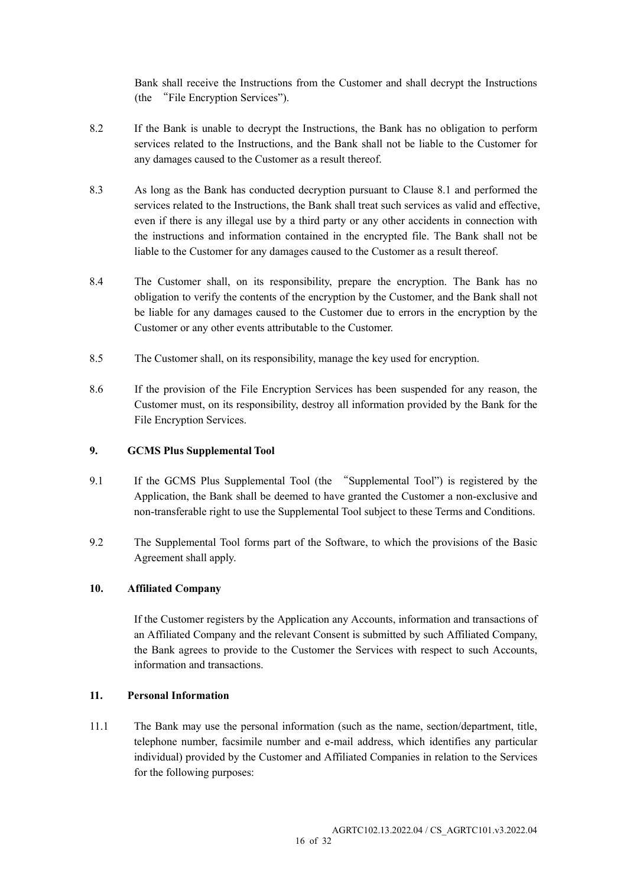Bank shall receive the Instructions from the Customer and shall decrypt the Instructions (the "File Encryption Services").

8.2 If the Bank is unable to decrypt the Instructions, the Bank has no obligation to perform services related to the Instructions, and the Bank shall not be liable to the Customer for any damages caused to the Customer as a result thereof.

8.3 As long as the Bank has conducted decryption pursuant to Clause 8.1 and performed the services related to the Instructions, the Bank shall treat such services as valid and effective, even if there is any illegal use by a third party or any other accidents in connection with the instructions and information contained in the encrypted file. The Bank shall not be liable to the Customer for any damages caused to the Customer as a result thereof.

8.4 The Customer shall, on its responsibility, prepare the encryption. The Bank has no obligation to verify the contents of the encryption by the Customer, and the Bank shall not be liable for any damages caused to the Customer due to errors in the encryption by the Customer or any other events attributable to the Customer.

8.5 The Customer shall, on its responsibility, manage the key used for encryption.

8.6 If the provision of the File Encryption Services has been suspended for any reason, the Customer must, on its responsibility, destroy all information provided by the Bank for the File Encryption Services.

**9. GCMS Plus Supplemental Tool**

9.1 If the GCMS Plus Supplemental Tool (the "Supplemental Tool") is registered by the Application, the Bank shall be deemed to have granted the Customer a non-exclusive and non-transferable right to use the Supplemental Tool subject to these Terms and Conditions.

9.2 The Supplemental Tool forms part of the Software, to which the provisions of the Basic Agreement shall apply.

**10. Affiliated Company**

If the Customer registers by the Application any Accounts, information and transactions of an Affiliated Company and the relevant Consent is submitted by such Affiliated Company, the Bank agrees to provide to the Customer the Services with respect to such Accounts, information and transactions.

**11. Personal Information**

11.1 The Bank may use the personal information (such as the name, section/department, title, telephone number, facsimile number and e-mail address, which identifies any particular individual) provided by the Customer and Affiliated Companies in relation to the Services for the following purposes: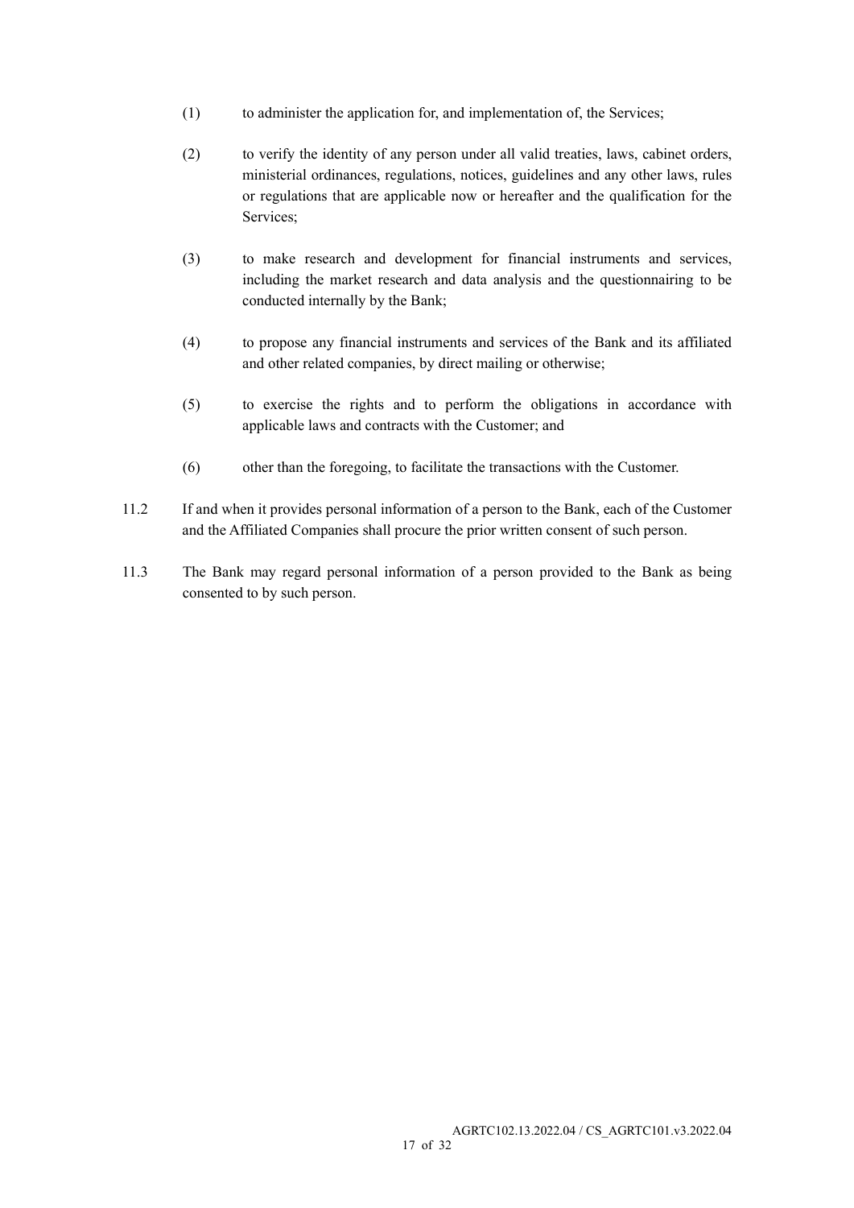(1) to administer the application for, and implementation of, the Services;

(2) to verify the identity of any person under all valid treaties, laws, cabinet orders, ministerial ordinances, regulations, notices, guidelines and any other laws, rules or regulations that are applicable now or hereafter and the qualification for the Services;

(3) to make research and development for financial instruments and services, including the market research and data analysis and the questionnairing to be conducted internally by the Bank;

(4) to propose any financial instruments and services of the Bank and its affiliated and other related companies, by direct mailing or otherwise;

(5) to exercise the rights and to perform the obligations in accordance with applicable laws and contracts with the Customer; and

(6) other than the foregoing, to facilitate the transactions with the Customer.

11.2 If and when it provides personal information of a person to the Bank, each of the Customer and the Affiliated Companies shall procure the prior written consent of such person.

11.3 The Bank may regard personal information of a person provided to the Bank as being consented to by such person.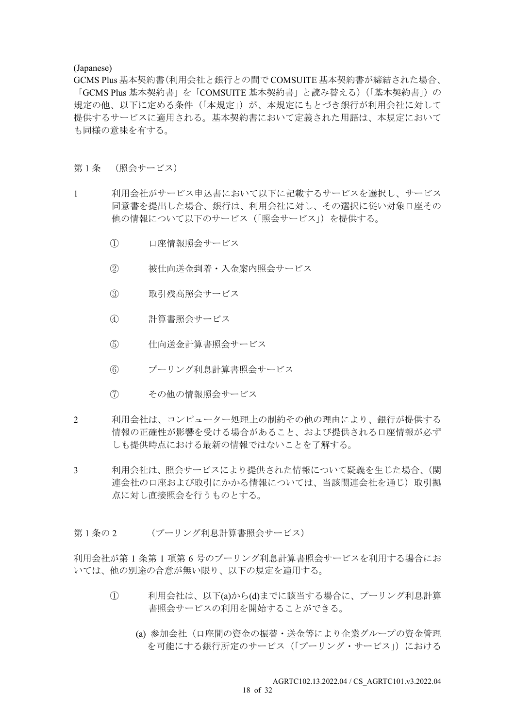(Japanese)

GCMS Plus 基本契約書(利用会社と銀行との間で COMSUITE 基本契約書が締結された場合、「GCMS Plus 基本契約書」を「COMSUITE 基本契約書」と読み替える)(「基本契約書」)の規定の他、以下に定める条件(「本規定」)が、本規定にもとづき銀行が利用会社に対して提供するサービスに適用される。基本契約書において定義された用語は、本規定においても同様の意味を有する。

## 第 1 条 (照会サービス)

1 利用会社がサービス申込書において以下に記載するサービスを選択し、サービス同意書を提出した場合、銀行は、利用会社に対し、その選択に従い対象口座その他の情報について以下のサービス(「照会サービス」)を提供する。

① 口座情報照会サービス

② 被仕向送金到着・入金案内照会サービス

③ 取引残高照会サービス

④ 計算書照会サービス

⑤ 仕向送金計算書照会サービス

⑥ プーリング利息計算書照会サービス

⑦ その他の情報照会サービス

2 利用会社は、コンピューター処理上の制約その他の理由により、銀行が提供する情報の正確性が影響を受ける場合があること、および提供される口座情報が必ずしも提供時点における最新の情報ではないことを了解する。

3 利用会社は、照会サービスにより提供された情報について疑義を生じた場合、(関連会社の口座および取引にかかる情報については、当該関連会社を通じ)取引拠点に対し直接照会を行うものとする。

## 第 1 条の 2 (プーリング利息計算書照会サービス)

利用会社が第 1 条第 1 項第 6 号のプーリング利息計算書照会サービスを利用する場合においては、他の別途の合意が無い限り、以下の規定を適用する。

① 利用会社は、以下(a)から(d)までに該当する場合に、プーリング利息計算書照会サービスの利用を開始することができる。

(a) 参加会社(口座間の資金の振替・送金等により企業グループの資金管理を可能にする銀行所定のサービス(「プーリング・サービス」)における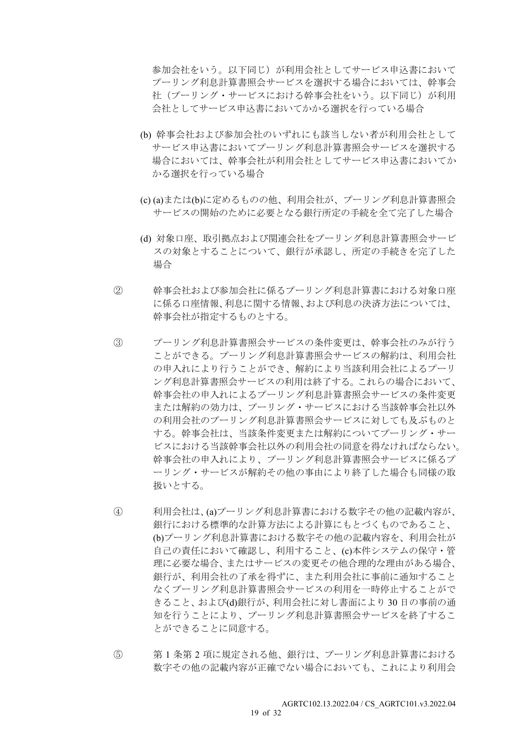参加会社をいう。以下同じ）が利用会社としてサービス申込書においてプーリング利息計算書照会サービスを選択する場合においては、幹事会社（プーリング・サービスにおける幹事会社をいう。以下同じ）が利用会社としてサービス申込書においてかかる選択を行っている場合

(b) 幹事会社および参加会社のいずれにも該当しない者が利用会社としてサービス申込書においてプーリング利息計算書照会サービスを選択する場合においては、幹事会社が利用会社としてサービス申込書においてかかる選択を行っている場合

(c) (a)または(b)に定めるものの他、利用会社が、プーリング利息計算書照会サービスの開始のために必要となる銀行所定の手続を全て完了した場合

(d) 対象口座、取引拠点および関連会社をプーリング利息計算書照会サービスの対象とすることについて、銀行が承認し、所定の手続きを完了した場合

② 幹事会社および参加会社に係るプーリング利息計算書における対象口座に係る口座情報、利息に関する情報、および利息の決済方法については、幹事会社が指定するものとする。

③ プーリング利息計算書照会サービスの条件変更は、幹事会社のみが行うことができる。プーリング利息計算書照会サービスの解約は、利用会社の申入れにより行うことができ、解約により当該利用会社によるプーリング利息計算書照会サービスの利用は終了する。これらの場合において、幹事会社の申入れによるプーリング利息計算書照会サービスの条件変更または解約の効力は、プーリング・サービスにおける当該幹事会社以外の利用会社のプーリング利息計算書照会サービスに対しても及ぶものとする。幹事会社は、当該条件変更または解約についてプーリング・サービスにおける当該幹事会社以外の利用会社の同意を得なければならない。幹事会社の申入れにより、プーリング利息計算書照会サービスに係るプーリング・サービスが解約その他の事由により終了した場合も同様の取扱いとする。

④ 利用会社は、(a)プーリング利息計算書における数字その他の記載内容が、銀行における標準的な計算方法による計算にもとづくものであること、(b)プーリング利息計算書における数字その他の記載内容を、利用会社が自己の責任において確認し、利用すること、(c)本件システムの保守・管理に必要な場合、またはサービスの変更その他合理的な理由がある場合、銀行が、利用会社の了承を得ずに、また利用会社に事前に通知することなくプーリング利息計算書照会サービスの利用を一時停止することができること、および(d)銀行が、利用会社に対し書面により 30 日の事前の通知を行うことにより、プーリング利息計算書照会サービスを終了することができることに同意する。

⑤ 第 1 条第 2 項に規定される他、銀行は、プーリング利息計算書における数字その他の記載内容が正確でない場合においても、これにより利用会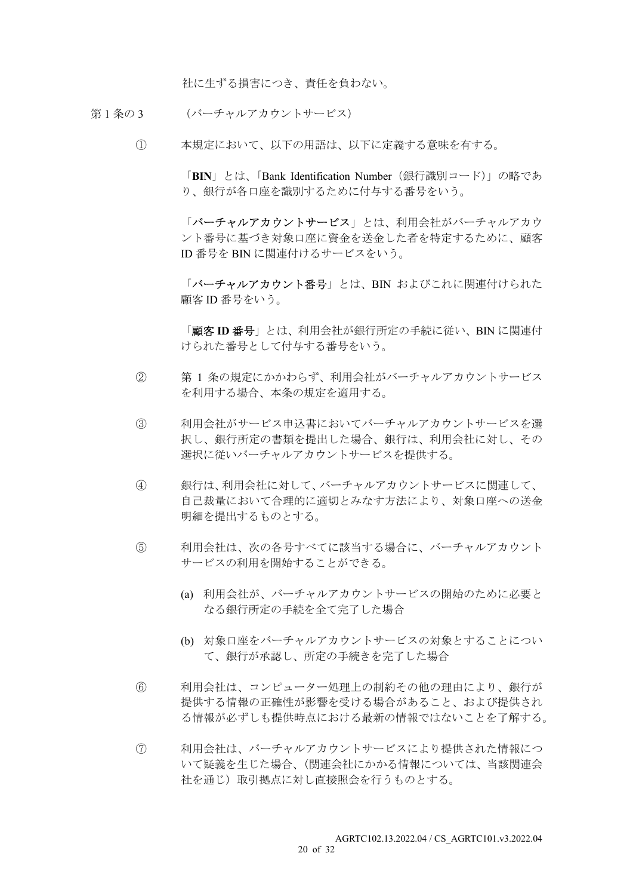社に生ずる損害につき、責任を負わない。

第 1 条の 3　　（バーチャルアカウントサービス）

① 本規定において、以下の用語は、以下に定義する意味を有する。

「**BIN**」とは、「Bank Identification Number（銀行識別コード）」の略であり、銀行が各口座を識別するために付与する番号をいう。

「**バーチャルアカウントサービス**」とは、利用会社がバーチャルアカウント番号に基づき対象口座に資金を送金した者を特定するために、顧客 ID 番号を BIN に関連付けるサービスをいう。

「**バーチャルアカウント番号**」とは、BIN およびこれに関連付けられた顧客 ID 番号をいう。

「**顧客 ID 番号**」とは、利用会社が銀行所定の手続に従い、BIN に関連付けられた番号として付与する番号をいう。

② 第 1 条の規定にかかわらず、利用会社がバーチャルアカウントサービスを利用する場合、本条の規定を適用する。

③ 利用会社がサービス申込書においてバーチャルアカウントサービスを選択し、銀行所定の書類を提出した場合、銀行は、利用会社に対し、その選択に従いバーチャルアカウントサービスを提供する。

④ 銀行は、利用会社に対して、バーチャルアカウントサービスに関連して、自己裁量において合理的に適切とみなす方法により、対象口座への送金明細を提出するものとする。

⑤ 利用会社は、次の各号すべてに該当する場合に、バーチャルアカウントサービスの利用を開始することができる。

(a) 利用会社が、バーチャルアカウントサービスの開始のために必要となる銀行所定の手続を全て完了した場合

(b) 対象口座をバーチャルアカウントサービスの対象とすることについて、銀行が承認し、所定の手続きを完了した場合

⑥ 利用会社は、コンピューター処理上の制約その他の理由により、銀行が提供する情報の正確性が影響を受ける場合があること、および提供される情報が必ずしも提供時点における最新の情報ではないことを了解する。

⑦ 利用会社は、バーチャルアカウントサービスにより提供された情報について疑義を生じた場合、（関連会社にかかる情報については、当該関連会社を通じ）取引拠点に対し直接照会を行うものとする。

AGRTC102.13.2022.04 / CS_AGRTC101.v3.2022.04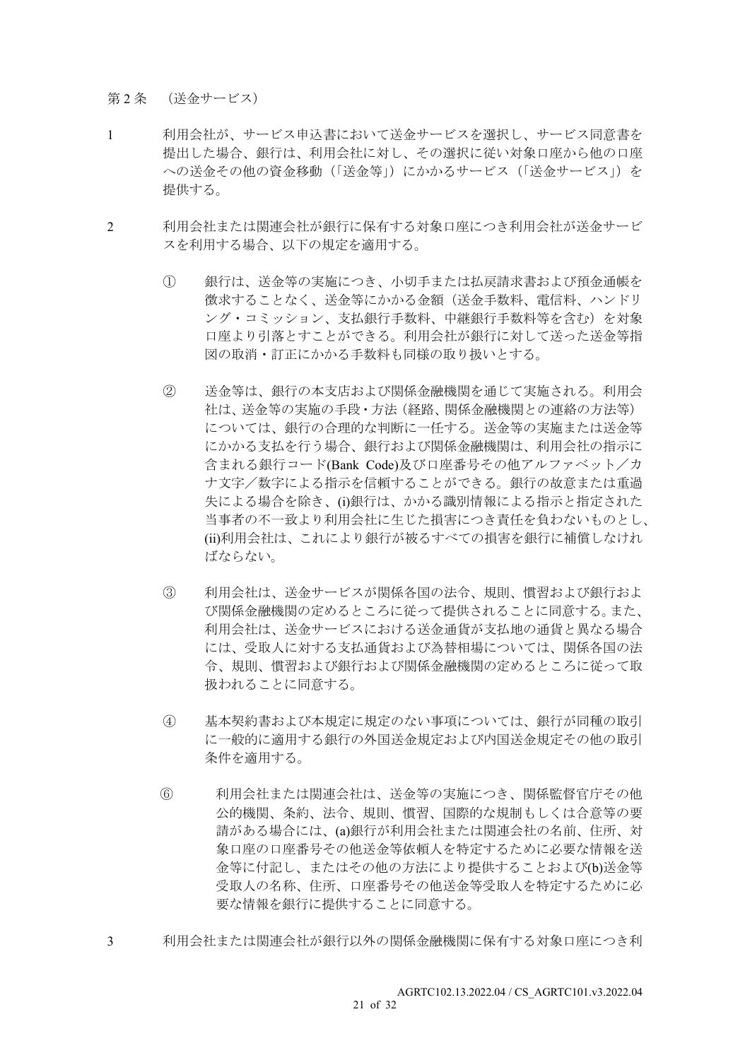第2条　（送金サービス）

1　利用会社が、サービス申込書において送金サービスを選択し、サービス同意書を提出した場合、銀行は、利用会社に対し、その選択に従い対象口座から他の口座への送金その他の資金移動（「送金等」）にかかるサービス（「送金サービス」）を提供する。

2　利用会社または関連会社が銀行に保有する対象口座につき利用会社が送金サービスを利用する場合、以下の規定を適用する。

①　銀行は、送金等の実施につき、小切手または払戻請求書および預金通帳を徴求することなく、送金等にかかる金額（送金手数料、電信料、ハンドリング・コミッション、支払銀行手数料、中継銀行手数料等を含む）を対象口座より引落とすことができる。利用会社が銀行に対して送った送金等指図の取消・訂正にかかる手数料も同様の取り扱いとする。

②　送金等は、銀行の本支店および関係金融機関を通じて実施される。利用会社は、送金等の実施の手段・方法（経路、関係金融機関との連絡の方法等）については、銀行の合理的な判断に一任する。送金等の実施または送金等にかかる支払を行う場合、銀行および関係金融機関は、利用会社の指示に含まれる銀行コード(Bank Code)及び口座番号その他アルファベット／カナ文字／数字による指示を信頼することができる。銀行の故意または重過失による場合を除き、(i)銀行は、かかる識別情報による指示と指定された当事者の不一致より利用会社に生じた損害につき責任を負わないものとし、(ii)利用会社は、これにより銀行が被るすべての損害を銀行に補償しなければならない。

③　利用会社は、送金サービスが関係各国の法令、規則、慣習および銀行および関係金融機関の定めるところに従って提供されることに同意する。また、利用会社は、送金サービスにおける送金通貨が支払地の通貨と異なる場合には、受取人に対する支払通貨および為替相場については、関係各国の法令、規則、慣習および銀行および関係金融機関の定めるところに従って取扱われることに同意する。

④　基本契約書および本規定に規定のない事項については、銀行が同種の取引に一般的に適用する銀行の外国送金規定および内国送金規定その他の取引条件を適用する。

⑥　利用会社または関連会社は、送金等の実施につき、関係監督官庁その他公的機関、条約、法令、規則、慣習、国際的な規制もしくは合意等の要請がある場合には、(a)銀行が利用会社または関連会社の名前、住所、対象口座の口座番号その他送金等依頼人を特定するために必要な情報を送金等に付記し、またはその他の方法により提供することおよび(b)送金等受取人の名称、住所、口座番号その他送金等受取人を特定するために必要な情報を銀行に提供することに同意する。

3　利用会社または関連会社が銀行以外の関係金融機関に保有する対象口座につき利

AGRTC102.13.2022.04 / CS_AGRTC101.v3.2022.04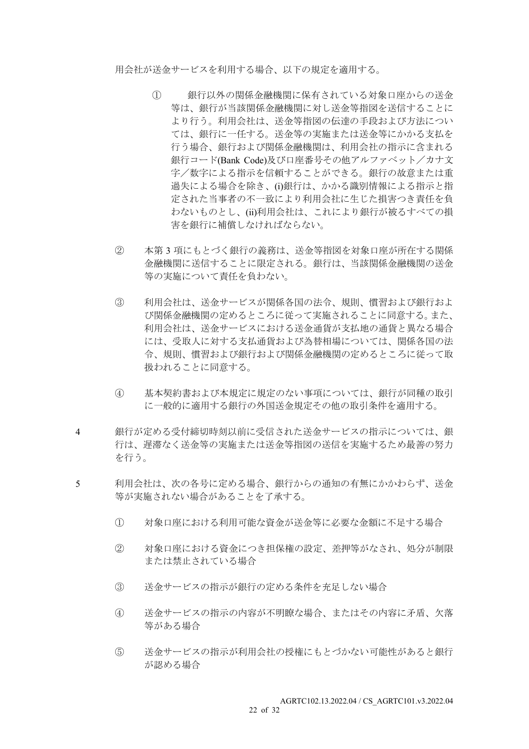用会社が送金サービスを利用する場合、以下の規定を適用する。

① 銀行以外の関係金融機関に保有されている対象口座からの送金等は、銀行が当該関係金融機関に対し送金等指図を送信することにより行う。利用会社は、送金等指図の伝達の手段および方法については、銀行に一任する。送金等の実施または送金等にかかる支払を行う場合、銀行および関係金融機関は、利用会社の指示に含まれる銀行コード(Bank Code)及び口座番号その他アルファベット／カナ文字／数字による指示を信頼することができる。銀行の故意または重過失による場合を除き、(i)銀行は、かかる識別情報による指示と指定された当事者の不一致により利用会社に生じた損害につき責任を負わないものとし、(ii)利用会社は、これにより銀行が被るすべての損害を銀行に補償しなければならない。

② 本第 3 項にもとづく銀行の義務は、送金等指図を対象口座が所在する関係金融機関に送信することに限定される。銀行は、当該関係金融機関の送金等の実施について責任を負わない。

③ 利用会社は、送金サービスが関係各国の法令、規則、慣習および銀行および関係金融機関の定めるところに従って実施されることに同意する。また、利用会社は、送金サービスにおける送金通貨が支払地の通貨と異なる場合には、受取人に対する支払通貨および為替相場については、関係各国の法令、規則、慣習および銀行および関係金融機関の定めるところに従って取扱われることに同意する。

④ 基本契約書および本規定に規定のない事項については、銀行が同種の取引に一般的に適用する銀行の外国送金規定その他の取引条件を適用する。

4 銀行が定める受付締切時刻以前に受信された送金サービスの指示については、銀行は、遅滞なく送金等の実施または送金等指図の送信を実施するため最善の努力を行う。

5 利用会社は、次の各号に定める場合、銀行からの通知の有無にかかわらず、送金等が実施されない場合があることを了承する。

① 対象口座における利用可能な資金が送金等に必要な金額に不足する場合

② 対象口座における資金につき担保権の設定、差押等がなされ、処分が制限または禁止されている場合

③ 送金サービスの指示が銀行の定める条件を充足しない場合

④ 送金サービスの指示の内容が不明瞭な場合、またはその内容に矛盾、欠落等がある場合

⑤ 送金サービスの指示が利用会社の授権にもとづかない可能性があると銀行が認める場合

AGRTC102.13.2022.04 / CS_AGRTC101.v3.2022.04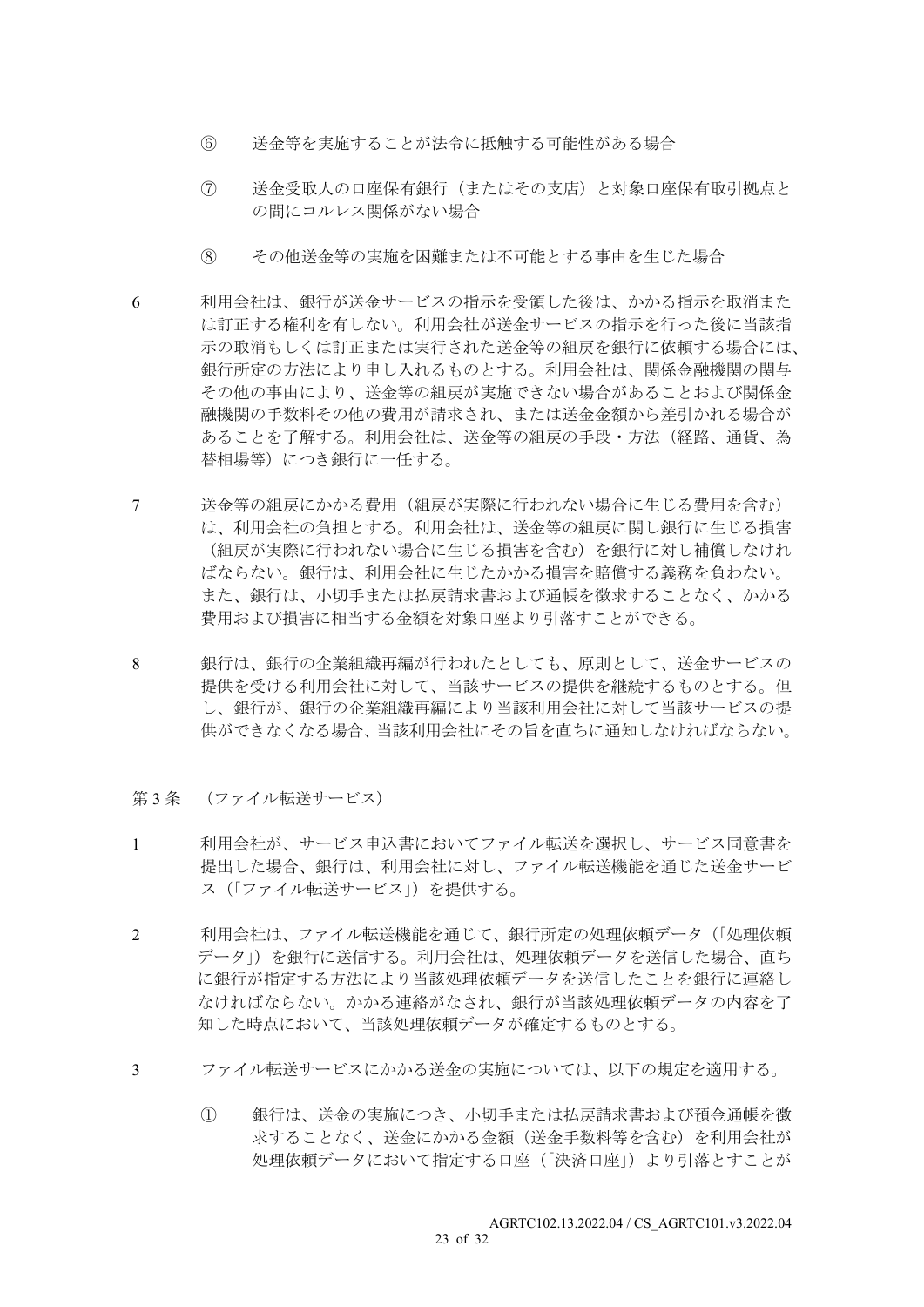⑥　送金等を実施することが法令に抵触する可能性がある場合

⑦　送金受取人の口座保有銀行（またはその支店）と対象口座保有取引拠点との間にコルレス関係がない場合

⑧　その他送金等の実施を困難または不可能とする事由を生じた場合

6　利用会社は、銀行が送金サービスの指示を受領した後は、かかる指示を取消または訂正する権利を有しない。利用会社が送金サービスの指示を行った後に当該指示の取消もしくは訂正または実行された送金等の組戻を銀行に依頼する場合には、銀行所定の方法により申し入れるものとする。利用会社は、関係金融機関の関与その他の事由により、送金等の組戻が実施できない場合があることおよび関係金融機関の手数料その他の費用が請求され、または送金金額から差引かれる場合があることを了解する。利用会社は、送金等の組戻の手段・方法（経路、通貨、為替相場等）につき銀行に一任する。

7　送金等の組戻にかかる費用（組戻が実際に行われない場合に生じる費用を含む）は、利用会社の負担とする。利用会社は、送金等の組戻に関し銀行に生じる損害（組戻が実際に行われない場合に生じる損害を含む）を銀行に対し補償しなければならない。銀行は、利用会社に生じたかかる損害を賠償する義務を負わない。また、銀行は、小切手または払戻請求書および通帳を徴求することなく、かかる費用および損害に相当する金額を対象口座より引落することができる。

8　銀行は、銀行の企業組織再編が行われたとしても、原則として、送金サービスの提供を受ける利用会社に対して、当該サービスの提供を継続するものとする。但し、銀行が、銀行の企業組織再編により当該利用会社に対して当該サービスの提供ができなくなる場合、当該利用会社にその旨を直ちに通知しなければならない。

## 第 3 条　（ファイル転送サービス）

1　利用会社が、サービス申込書においてファイル転送を選択し、サービス同意書を提出した場合、銀行は、利用会社に対し、ファイル転送機能を通じた送金サービス（「ファイル転送サービス」）を提供する。

2　利用会社は、ファイル転送機能を通じて、銀行所定の処理依頼データ（「処理依頼データ」）を銀行に送信する。利用会社は、処理依頼データを送信した場合、直ちに銀行が指定する方法により当該処理依頼データを送信したことを銀行に連絡しなければならない。かかる連絡がなされ、銀行が当該処理依頼データの内容を了知した時点において、当該処理依頼データが確定するものとする。

3　ファイル転送サービスにかかる送金の実施については、以下の規定を適用する。

①　銀行は、送金の実施につき、小切手または払戻請求書および預金通帳を徴求することなく、送金にかかる金額（送金手数料等を含む）を利用会社が処理依頼データにおいて指定する口座（「決済口座」）より引落とすことが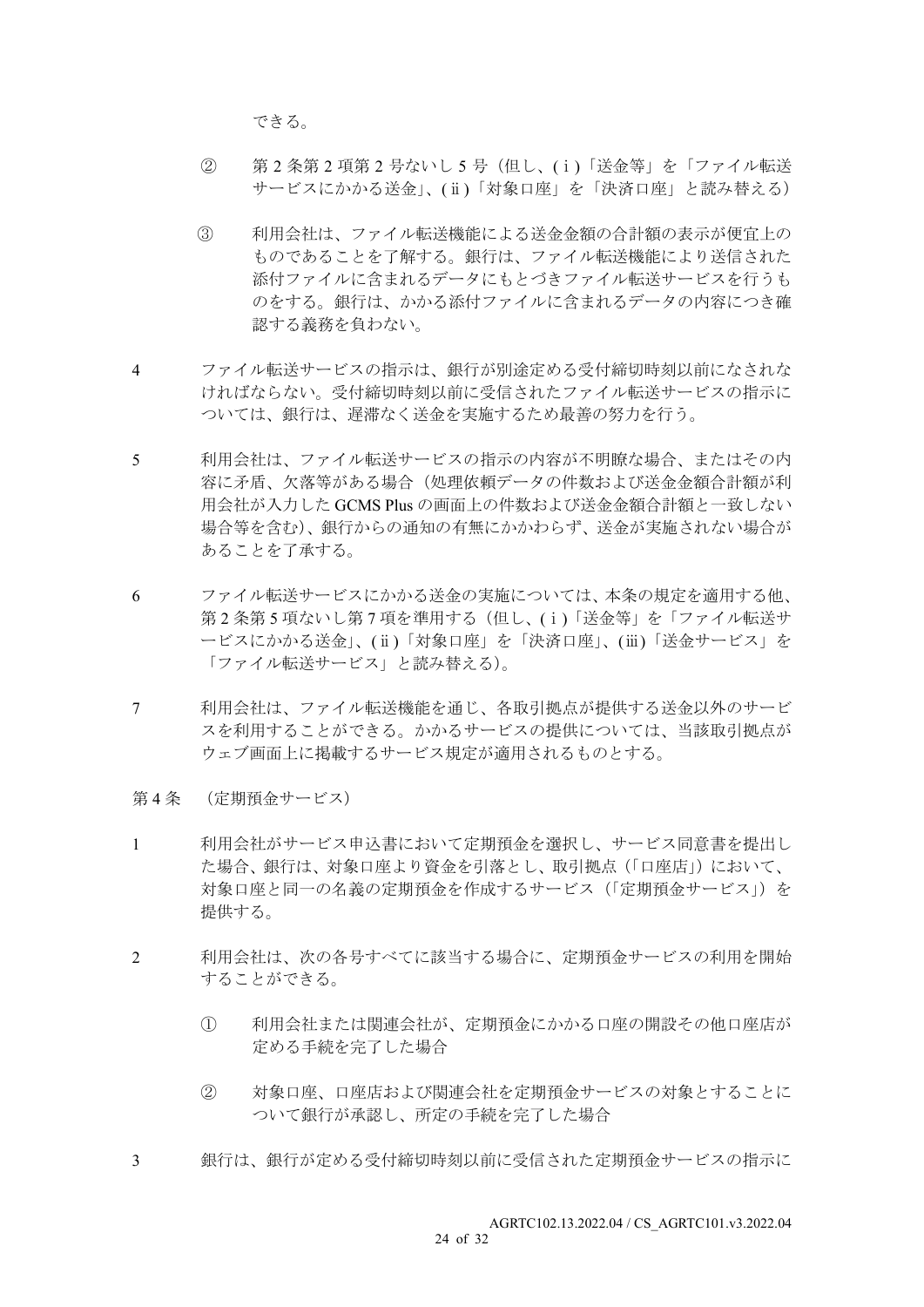できる。

② 第2条第2項第2号ないし5号（但し、(ⅰ)「送金等」を「ファイル転送サービスにかかる送金」、(ⅱ)「対象口座」を「決済口座」と読み替える）

③ 利用会社は、ファイル転送機能による送金金額の合計額の表示が便宜上のものであることを了解する。銀行は、ファイル転送機能により送信された添付ファイルに含まれるデータにもとづきファイル転送サービスを行うものをする。銀行は、かかる添付ファイルに含まれるデータの内容につき確認する義務を負わない。

4 ファイル転送サービスの指示は、銀行が別途定める受付締切時刻以前になされなければならない。受付締切時刻以前に受信されたファイル転送サービスの指示については、銀行は、遅滞なく送金を実施するため最善の努力を行う。

5 利用会社は、ファイル転送サービスの指示の内容が不明瞭な場合、またはその内容に矛盾、欠落等がある場合（処理依頼データの件数および送金金額合計額が利用会社が入力したGCMS Plusの画面上の件数および送金金額合計額と一致しない場合等を含む）、銀行からの通知の有無にかかわらず、送金が実施されない場合があることを了承する。

6 ファイル転送サービスにかかる送金の実施については、本条の規定を適用する他、第2条第5項ないし第7項を準用する（但し、(ⅰ)「送金等」を「ファイル転送サービスにかかる送金」、(ⅱ)「対象口座」を「決済口座」、(ⅲ)「送金サービス」を「ファイル転送サービス」と読み替える）。

7 利用会社は、ファイル転送機能を通じ、各取引拠点が提供する送金以外のサービスを利用することができる。かかるサービスの提供については、当該取引拠点がウェブ画面上に掲載するサービス規定が適用されるものとする。

第4条 （定期預金サービス）

1 利用会社がサービス申込書において定期預金を選択し、サービス同意書を提出した場合、銀行は、対象口座より資金を引落とし、取引拠点（「口座店」）において、対象口座と同一の名義の定期預金を作成するサービス（「定期預金サービス」）を提供する。

2 利用会社は、次の各号すべてに該当する場合に、定期預金サービスの利用を開始することができる。

① 利用会社または関連会社が、定期預金にかかる口座の開設その他口座店が定める手続を完了した場合

② 対象口座、口座店および関連会社を定期預金サービスの対象とすることについて銀行が承認し、所定の手続を完了した場合

3 銀行は、銀行が定める受付締切時刻以前に受信された定期預金サービスの指示に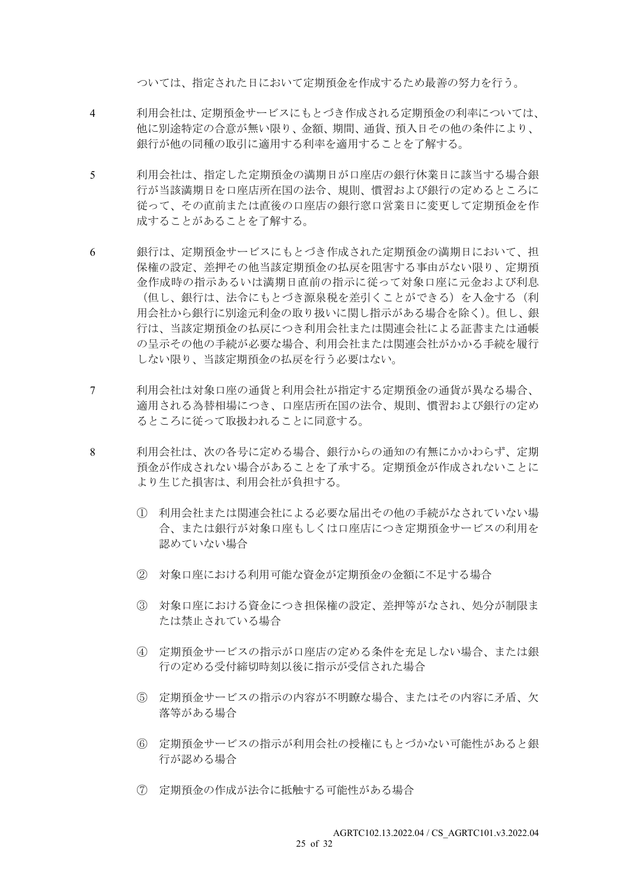ついては、指定された日において定期預金を作成するため最善の努力を行う。

4　利用会社は、定期預金サービスにもとづき作成される定期預金の利率については、他に別途特定の合意が無い限り、金額、期間、通貨、預入日その他の条件により、銀行が他の同種の取引に適用する利率を適用することを了解する。

5　利用会社は、指定した定期預金の満期日が口座店の銀行休業日に該当する場合銀行が当該満期日を口座店所在国の法令、規則、慣習および銀行の定めるところに従って、その直前または直後の口座店の銀行窓口営業日に変更して定期預金を作成することがあることを了解する。

6　銀行は、定期預金サービスにもとづき作成された定期預金の満期日において、担保権の設定、差押その他当該定期預金の払戻を阻害する事由がない限り、定期預金作成時の指示あるいは満期日直前の指示に従って対象口座に元金および利息（但し、銀行は、法令にもとづき源泉税を差引くことができる）を入金する（利用会社から銀行に別途元利金の取り扱いに関し指示がある場合を除く)。但し、銀行は、当該定期預金の払戻につき利用会社または関連会社による証書または通帳の呈示その他の手続が必要な場合、利用会社または関連会社がかかる手続を履行しない限り、当該定期預金の払戻を行う必要はない。

7　利用会社は対象口座の通貨と利用会社が指定する定期預金の通貨が異なる場合、適用される為替相場につき、口座店所在国の法令、規則、慣習および銀行の定めるところに従って取扱われることに同意する。

8　利用会社は、次の各号に定める場合、銀行からの通知の有無にかかわらず、定期預金が作成されない場合があることを了承する。定期預金が作成されないことにより生じた損害は、利用会社が負担する。

① 利用会社または関連会社による必要な届出その他の手続がなされていない場合、または銀行が対象口座もしくは口座店につき定期預金サービスの利用を認めていない場合

② 対象口座における利用可能な資金が定期預金の金額に不足する場合

③ 対象口座における資金につき担保権の設定、差押等がなされ、処分が制限または禁止されている場合

④ 定期預金サービスの指示が口座店の定める条件を充足しない場合、または銀行の定める受付締切時刻以後に指示が受信された場合

⑤ 定期預金サービスの指示の内容が不明瞭な場合、またはその内容に矛盾、欠落等がある場合

⑥ 定期預金サービスの指示が利用会社の授権にもとづかない可能性があると銀行が認める場合

⑦ 定期預金の作成が法令に抵触する可能性がある場合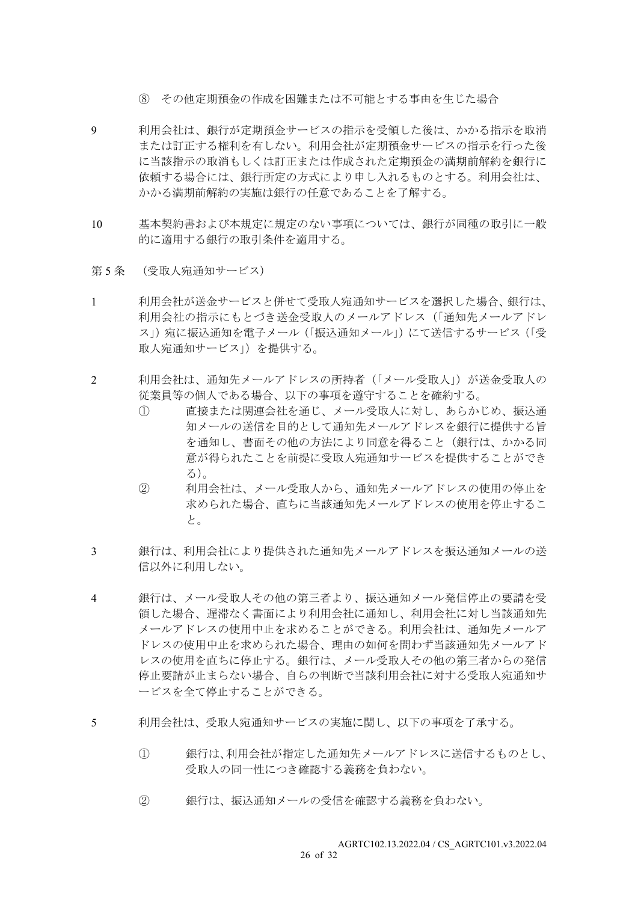⑧　その他定期預金の作成を困難または不可能とする事由を生じた場合

9　利用会社は、銀行が定期預金サービスの指示を受領した後は、かかる指示を取消または訂正する権利を有しない。利用会社が定期預金サービスの指示を行った後に当該指示の取消もしくは訂正または作成された定期預金の満期前解約を銀行に依頼する場合には、銀行所定の方式により申し入れるものとする。利用会社は、かかる満期前解約の実施は銀行の任意であることを了解する。

10　基本契約書および本規定に規定のない事項については、銀行が同種の取引に一般的に適用する銀行の取引条件を適用する。

第 5 条　（受取人宛通知サービス）

1　利用会社が送金サービスと併せて受取人宛通知サービスを選択した場合、銀行は、利用会社の指示にもとづき送金受取人のメールアドレス（「通知先メールアドレス」）宛に振込通知を電子メール（「振込通知メール」）にて送信するサービス（「受取人宛通知サービス」）を提供する。

2　利用会社は、通知先メールアドレスの所持者（「メール受取人」）が送金受取人の従業員等の個人である場合、以下の事項を遵守することを確約する。

①　直接または関連会社を通じ、メール受取人に対し、あらかじめ、振込通知メールの送信を目的として通知先メールアドレスを銀行に提供する旨を通知し、書面その他の方法により同意を得ること（銀行は、かかる同意が得られたことを前提に受取人宛通知サービスを提供することができる）。

②　利用会社は、メール受取人から、通知先メールアドレスの使用の停止を求められた場合、直ちに当該通知先メールアドレスの使用を停止すること。

3　銀行は、利用会社により提供された通知先メールアドレスを振込通知メールの送信以外に利用しない。

4　銀行は、メール受取人その他の第三者より、振込通知メール発信停止の要請を受領した場合、遅滞なく書面により利用会社に通知し、利用会社に対し当該通知先メールアドレスの使用中止を求めることができる。利用会社は、通知先メールアドレスの使用中止を求められた場合、理由の如何を問わず当該通知先メールアドレスの使用を直ちに停止する。銀行は、メール受取人その他の第三者からの発信停止要請が止まらない場合、自らの判断で当該利用会社に対する受取人宛通知サービスを全て停止することができる。

5　利用会社は、受取人宛通知サービスの実施に関し、以下の事項を了承する。

①　銀行は、利用会社が指定した通知先メールアドレスに送信するものとし、受取人の同一性につき確認する義務を負わない。

②　銀行は、振込通知メールの受信を確認する義務を負わない。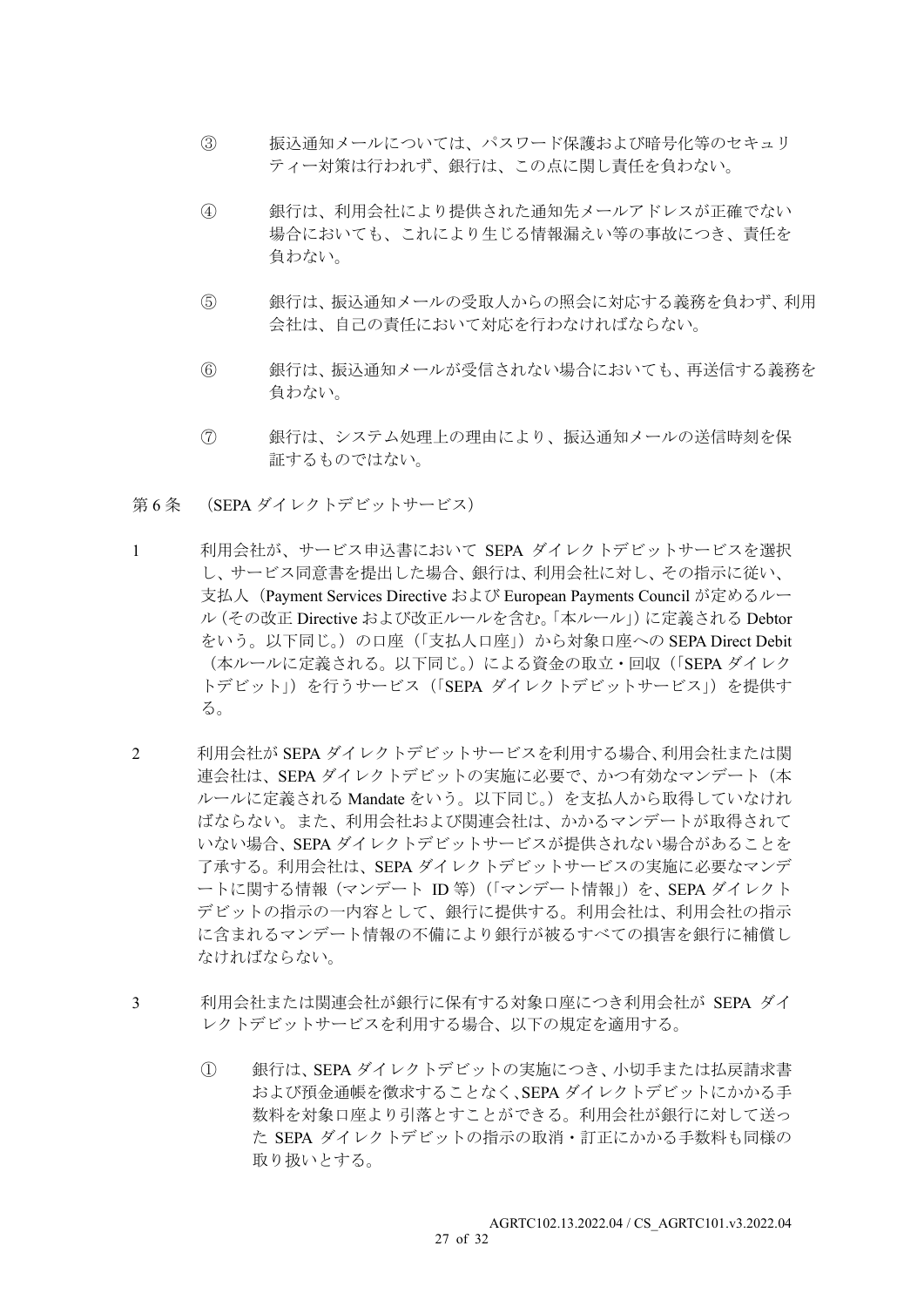③　振込通知メールについては、パスワード保護および暗号化等のセキュリティー対策は行われず、銀行は、この点に関し責任を負わない。

④　銀行は、利用会社により提供された通知先メールアドレスが正確でない場合においても、これにより生じる情報漏えい等の事故につき、責任を負わない。

⑤　銀行は、振込通知メールの受取人からの照会に対応する義務を負わず、利用会社は、自己の責任において対応を行わなければならない。

⑥　銀行は、振込通知メールが受信されない場合においても、再送信する義務を負わない。

⑦　銀行は、システム処理上の理由により、振込通知メールの送信時刻を保証するものではない。

第 6 条　（SEPA ダイレクトデビットサービス）

1　利用会社が、サービス申込書において SEPA ダイレクトデビットサービスを選択し、サービス同意書を提出した場合、銀行は、利用会社に対し、その指示に従い、支払人（Payment Services Directive および European Payments Council が定めるルール（その改正 Directive および改正ルールを含む。「本ルール」）に定義される Debtor をいう。以下同じ。）の口座（「支払人口座」）から対象口座への SEPA Direct Debit（本ルールに定義される。以下同じ。）による資金の取立・回収（「SEPA ダイレクトデビット」）を行うサービス（「SEPA ダイレクトデビットサービス」）を提供する。

2　利用会社が SEPA ダイレクトデビットサービスを利用する場合、利用会社または関連会社は、SEPA ダイレクトデビットの実施に必要で、かつ有効なマンデート（本ルールに定義される Mandate をいう。以下同じ。）を支払人から取得していなければならない。また、利用会社および関連会社は、かかるマンデートが取得されていない場合、SEPA ダイレクトデビットサービスが提供されない場合があることを了承する。利用会社は、SEPA ダイレクトデビットサービスの実施に必要なマンデートに関する情報（マンデート ID 等）（「マンデート情報」）を、SEPA ダイレクトデビットの指示の一内容として、銀行に提供する。利用会社は、利用会社の指示に含まれるマンデート情報の不備により銀行が被るすべての損害を銀行に補償しなければならない。

3　利用会社または関連会社が銀行に保有する対象口座につき利用会社が SEPA ダイレクトデビットサービスを利用する場合、以下の規定を適用する。

①　銀行は、SEPA ダイレクトデビットの実施につき、小切手または払戻請求書および預金通帳を徴求することなく、SEPA ダイレクトデビットにかかる手数料を対象口座より引落とすことができる。利用会社が銀行に対して送った SEPA ダイレクトデビットの指示の取消・訂正にかかる手数料も同様の取り扱いとする。

AGRTC102.13.2022.04 / CS_AGRTC101.v3.2022.04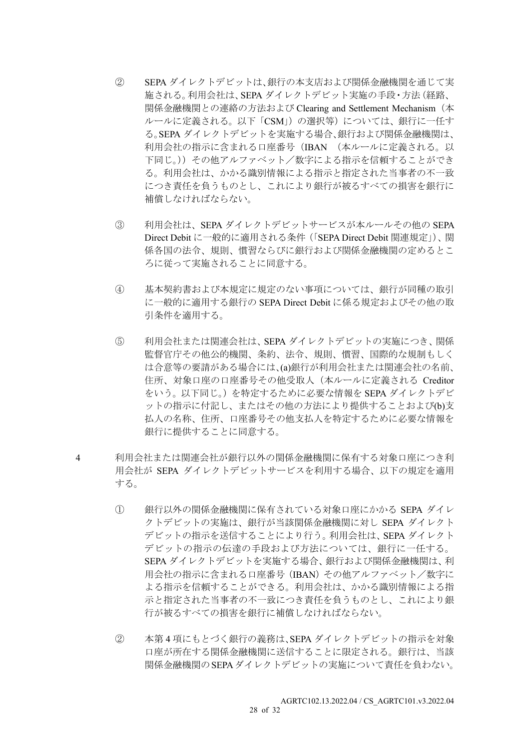② SEPA ダイレクトデビットは、銀行の本支店および関係金融機関を通じて実施される。利用会社は、SEPA ダイレクトデビット実施の手段・方法（経路、関係金融機関との連絡の方法および Clearing and Settlement Mechanism（本ルールに定義される。以下「CSM」）の選択等）については、銀行に一任する。SEPA ダイレクトデビットを実施する場合、銀行および関係金融機関は、利用会社の指示に含まれる口座番号（IBAN （本ルールに定義される。以下同じ。））その他アルファベット／数字による指示を信頼することができる。利用会社は、かかる識別情報による指示と指定された当事者の不一致につき責任を負うものとし、これにより銀行が被るすべての損害を銀行に補償しなければならない。

③ 利用会社は、SEPA ダイレクトデビットサービスが本ルールその他の SEPA Direct Debit に一般的に適用される条件（「SEPA Direct Debit 関連規定」）、関係各国の法令、規則、慣習ならびに銀行および関係金融機関の定めるところに従って実施されることに同意する。

④ 基本契約書および本規定に規定のない事項については、銀行が同種の取引に一般的に適用する銀行の SEPA Direct Debit に係る規定およびその他の取引条件を適用する。

⑤ 利用会社または関連会社は、SEPA ダイレクトデビットの実施につき、関係監督官庁その他公的機関、条約、法令、規則、慣習、国際的な規制もしくは合意等の要請がある場合には、(a)銀行が利用会社または関連会社の名前、住所、対象口座の口座番号その他受取人（本ルールに定義される Creditor をいう。以下同じ。）を特定するために必要な情報を SEPA ダイレクトデビットの指示に付記し、またはその他の方法により提供することおよび(b)支払人の名称、住所、口座番号その他支払人を特定するために必要な情報を銀行に提供することに同意する。

4 利用会社または関連会社が銀行以外の関係金融機関に保有する対象口座につき利用会社が SEPA ダイレクトデビットサービスを利用する場合、以下の規定を適用する。

① 銀行以外の関係金融機関に保有されている対象口座にかかる SEPA ダイレクトデビットの実施は、銀行が当該関係金融機関に対し SEPA ダイレクトデビットの指示を送信することにより行う。利用会社は、SEPA ダイレクトデビットの指示の伝達の手段および方法については、銀行に一任する。SEPA ダイレクトデビットを実施する場合、銀行および関係金融機関は、利用会社の指示に含まれる口座番号（IBAN）その他アルファベット／数字による指示を信頼することができる。利用会社は、かかる識別情報による指示と指定された当事者の不一致につき責任を負うものとし、これにより銀行が被るすべての損害を銀行に補償しなければならない。

② 本第 4 項にもとづく銀行の義務は、SEPA ダイレクトデビットの指示を対象口座が所在する関係金融機関に送信することに限定される。銀行は、当該関係金融機関の SEPA ダイレクトデビットの実施について責任を負わない。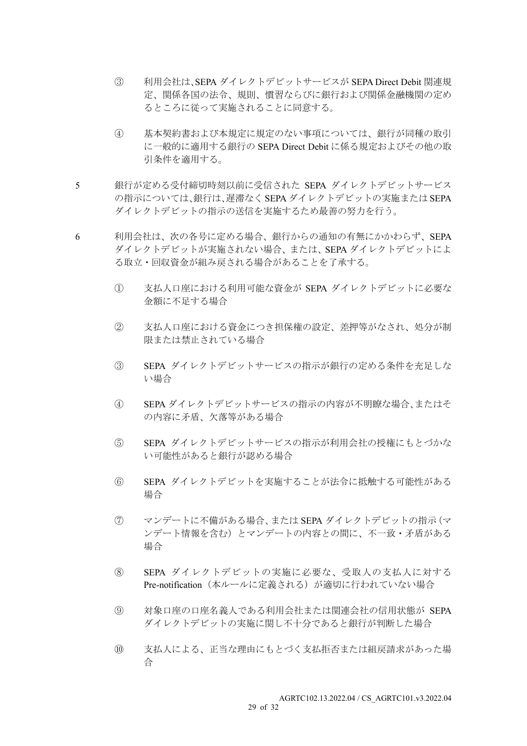③　利用会社は、SEPA ダイレクトデビットサービスが SEPA Direct Debit 関連規定、関係各国の法令、規則、慣習ならびに銀行および関係金融機関の定めるところに従って実施されることに同意する。

④　基本契約書および本規定に規定のない事項については、銀行が同種の取引に一般的に適用する銀行の SEPA Direct Debit に係る規定およびその他の取引条件を適用する。

5　銀行が定める受付締切時刻以前に受信された SEPA ダイレクトデビットサービスの指示については、銀行は、遅滞なく SEPA ダイレクトデビットの実施または SEPA ダイレクトデビットの指示の送信を実施するため最善の努力を行う。

6　利用会社は、次の各号に定める場合、銀行からの通知の有無にかかわらず、SEPA ダイレクトデビットが実施されない場合、または、SEPA ダイレクトデビットによる取立・回収資金が組み戻される場合があることを了承する。

①　支払人口座における利用可能な資金が SEPA ダイレクトデビットに必要な金額に不足する場合

②　支払人口座における資金につき担保権の設定、差押等がなされ、処分が制限または禁止されている場合

③　SEPA ダイレクトデビットサービスの指示が銀行の定める条件を充足しない場合

④　SEPA ダイレクトデビットサービスの指示の内容が不明瞭な場合、またはその内容に矛盾、欠落等がある場合

⑤　SEPA ダイレクトデビットサービスの指示が利用会社の授権にもとづかない可能性があると銀行が認める場合

⑥　SEPA ダイレクトデビットを実施することが法令に抵触する可能性がある場合

⑦　マンデートに不備がある場合、または SEPA ダイレクトデビットの指示（マンデート情報を含む）とマンデートの内容との間に、不一致・矛盾がある場合

⑧　SEPA ダイレクトデビットの実施に必要な、受取人の支払人に対する Pre-notification（本ルールに定義される）が適切に行われていない場合

⑨　対象口座の口座名義人である利用会社または関連会社の信用状態が SEPA ダイレクトデビットの実施に関し不十分であると銀行が判断した場合

⑩　支払人による、正当な理由にもとづく支払拒否または組戻請求があった場合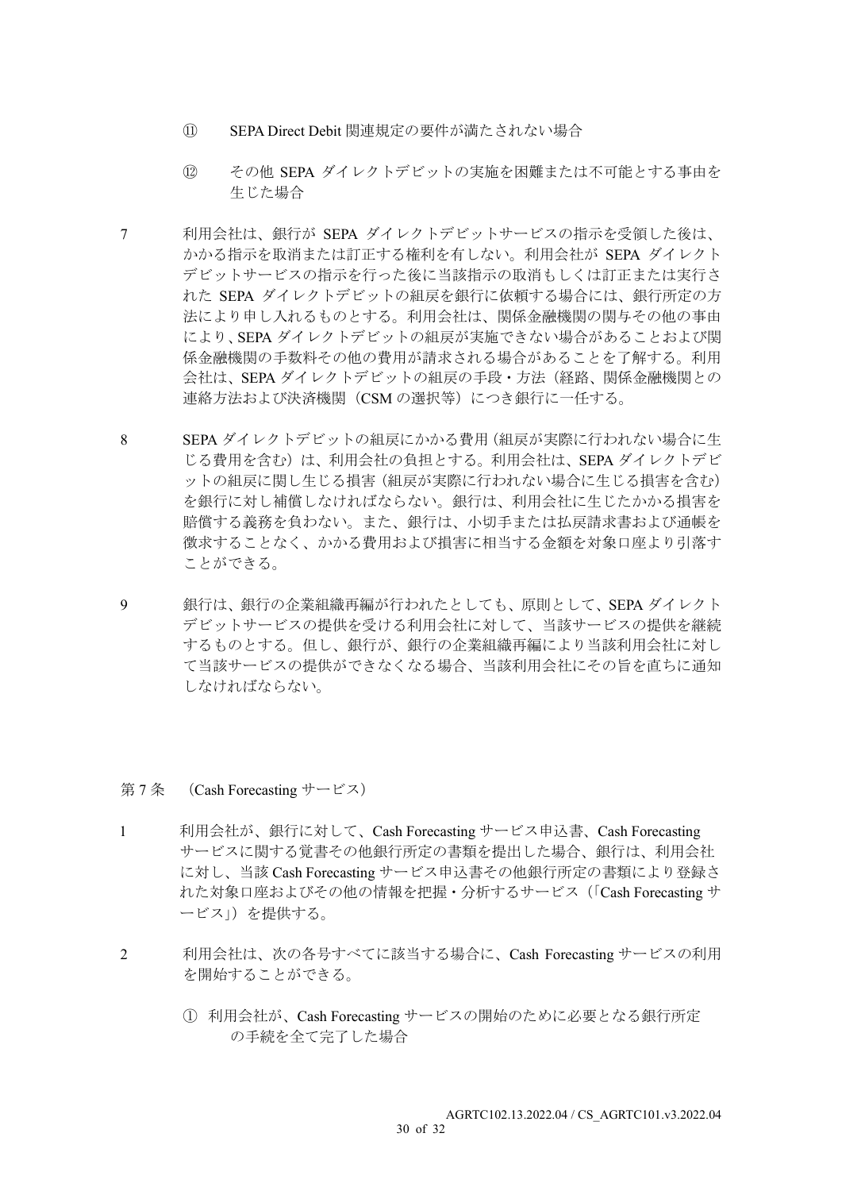⑪ SEPA Direct Debit 関連規定の要件が満たされない場合

⑫ その他 SEPA ダイレクトデビットの実施を困難または不可能とする事由を生じた場合

7 利用会社は、銀行が SEPA ダイレクトデビットサービスの指示を受領した後は、かかる指示を取消または訂正する権利を有しない。利用会社が SEPA ダイレクトデビットサービスの指示を行った後に当該指示の取消もしくは訂正または実行された SEPA ダイレクトデビットの組戻を銀行に依頼する場合には、銀行所定の方法により申し入れるものとする。利用会社は、関係金融機関の関与その他の事由により、SEPA ダイレクトデビットの組戻が実施できない場合があることおよび関係金融機関の手数料その他の費用が請求される場合があることを了解する。利用会社は、SEPA ダイレクトデビットの組戻の手段・方法（経路、関係金融機関との連絡方法および決済機関（CSM の選択等）につき銀行に一任する。

8 SEPA ダイレクトデビットの組戻にかかる費用（組戻が実際に行われない場合に生じる費用を含む）は、利用会社の負担とする。利用会社は、SEPA ダイレクトデビットの組戻に関し生じる損害（組戻が実際に行われない場合に生じる損害を含む）を銀行に対し補償しなければならない。銀行は、利用会社に生じたかかる損害を賠償する義務を負わない。また、銀行は、小切手または払戻請求書および通帳を徴求することなく、かかる費用および損害に相当する金額を対象口座より引落すことができる。

9 銀行は、銀行の企業組織再編が行われたとしても、原則として、SEPA ダイレクトデビットサービスの提供を受ける利用会社に対して、当該サービスの提供を継続するものとする。但し、銀行が、銀行の企業組織再編により当該利用会社に対して当該サービスの提供ができなくなる場合、当該利用会社にその旨を直ちに通知しなければならない。

## 第 7 条 （Cash Forecasting サービス）

1 利用会社が、銀行に対して、Cash Forecasting サービス申込書、Cash Forecasting サービスに関する覚書その他銀行所定の書類を提出した場合、銀行は、利用会社に対し、当該 Cash Forecasting サービス申込書その他銀行所定の書類により登録された対象口座およびその他の情報を把握・分析するサービス（「Cash Forecasting サービス」）を提供する。

2 利用会社は、次の各号すべてに該当する場合に、Cash Forecasting サービスの利用を開始することができる。

① 利用会社が、Cash Forecasting サービスの開始のために必要となる銀行所定の手続を全て完了した場合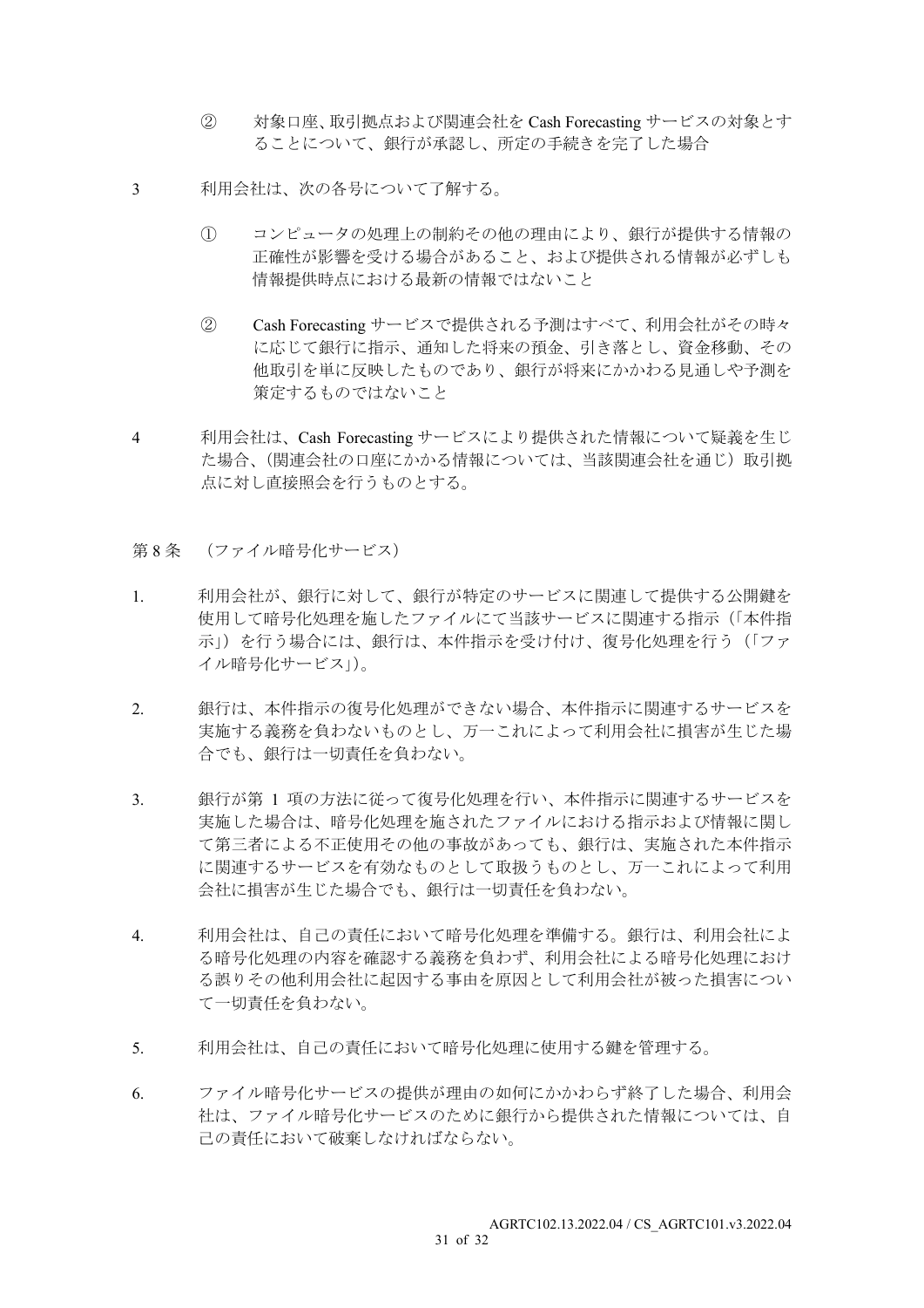② 対象口座、取引拠点および関連会社を Cash Forecasting サービスの対象とすることについて、銀行が承認し、所定の手続きを完了した場合

3 利用会社は、次の各号について了解する。

① コンピュータの処理上の制約その他の理由により、銀行が提供する情報の正確性が影響を受ける場合があること、および提供される情報が必ずしも情報提供時点における最新の情報ではないこと

② Cash Forecasting サービスで提供される予測はすべて、利用会社がその時々に応じて銀行に指示、通知した将来の預金、引き落とし、資金移動、その他取引を単に反映したものであり、銀行が将来にかかわる見通しや予測を策定するものではないこと

4 利用会社は、Cash Forecasting サービスにより提供された情報について疑義を生じた場合、（関連会社の口座にかかる情報については、当該関連会社を通じ）取引拠点に対し直接照会を行うものとする。

## 第 8 条 （ファイル暗号化サービス）

1. 利用会社が、銀行に対して、銀行が特定のサービスに関連して提供する公開鍵を使用して暗号化処理を施したファイルにて当該サービスに関連する指示（「本件指示」）を行う場合には、銀行は、本件指示を受け付け、復号化処理を行う（「ファイル暗号化サービス」）。

2. 銀行は、本件指示の復号化処理ができない場合、本件指示に関連するサービスを実施する義務を負わないものとし、万一これによって利用会社に損害が生じた場合でも、銀行は一切責任を負わない。

3. 銀行が第 1 項の方法に従って復号化処理を行い、本件指示に関連するサービスを実施した場合は、暗号化処理を施されたファイルにおける指示および情報に関して第三者による不正使用その他の事故があっても、銀行は、実施された本件指示に関連するサービスを有効なものとして取扱うものとし、万一これによって利用会社に損害が生じた場合でも、銀行は一切責任を負わない。

4. 利用会社は、自己の責任において暗号化処理を準備する。銀行は、利用会社による暗号化処理の内容を確認する義務を負わず、利用会社による暗号化処理における誤りその他利用会社に起因する事由を原因として利用会社が被った損害について一切責任を負わない。

5. 利用会社は、自己の責任において暗号化処理に使用する鍵を管理する。

6. ファイル暗号化サービスの提供が理由の如何にかかわらず終了した場合、利用会社は、ファイル暗号化サービスのために銀行から提供された情報については、自己の責任において破棄しなければならない。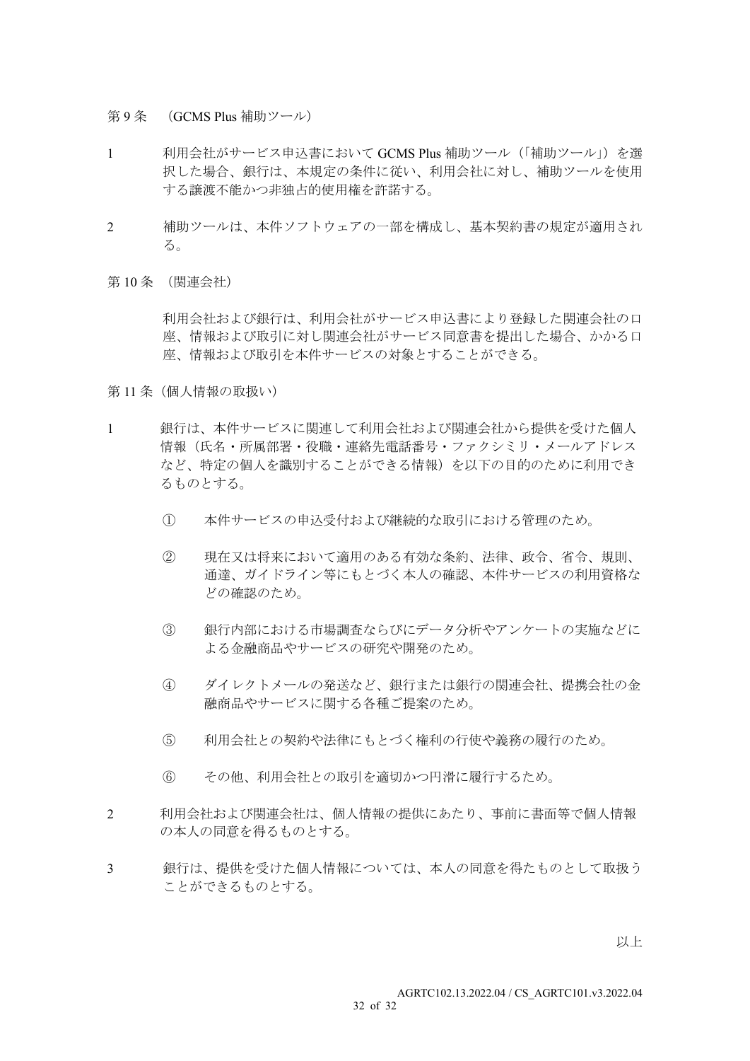第 9 条　（GCMS Plus 補助ツール）

1　利用会社がサービス申込書において GCMS Plus 補助ツール（「補助ツール」）を選択した場合、銀行は、本規定の条件に従い、利用会社に対し、補助ツールを使用する譲渡不能かつ非独占的使用権を許諾する。

2　補助ツールは、本件ソフトウェアの一部を構成し、基本契約書の規定が適用される。

第 10 条 （関連会社）

利用会社および銀行は、利用会社がサービス申込書により登録した関連会社の口座、情報および取引に対し関連会社がサービス同意書を提出した場合、かかる口座、情報および取引を本件サービスの対象とすることができる。

第 11 条（個人情報の取扱い）

1　銀行は、本件サービスに関連して利用会社および関連会社から提供を受けた個人情報（氏名・所属部署・役職・連絡先電話番号・ファクシミリ・メールアドレスなど、特定の個人を識別することができる情報）を以下の目的のために利用できるものとする。

①　本件サービスの申込受付および継続的な取引における管理のため。

②　現在又は将来において適用のある有効な条約、法律、政令、省令、規則、通達、ガイドライン等にもとづく本人の確認、本件サービスの利用資格などの確認のため。

③　銀行内部における市場調査ならびにデータ分析やアンケートの実施などによる金融商品やサービスの研究や開発のため。

④　ダイレクトメールの発送など、銀行または銀行の関連会社、提携会社の金融商品やサービスに関する各種ご提案のため。

⑤　利用会社との契約や法律にもとづく権利の行使や義務の履行のため。

⑥　その他、利用会社との取引を適切かつ円滑に履行するため。

2　利用会社および関連会社は、個人情報の提供にあたり、事前に書面等で個人情報の本人の同意を得るものとする。

3　銀行は、提供を受けた個人情報については、本人の同意を得たものとして取扱うことができるものとする。

以上

AGRTC102.13.2022.04 / CS_AGRTC101.v3.2022.04